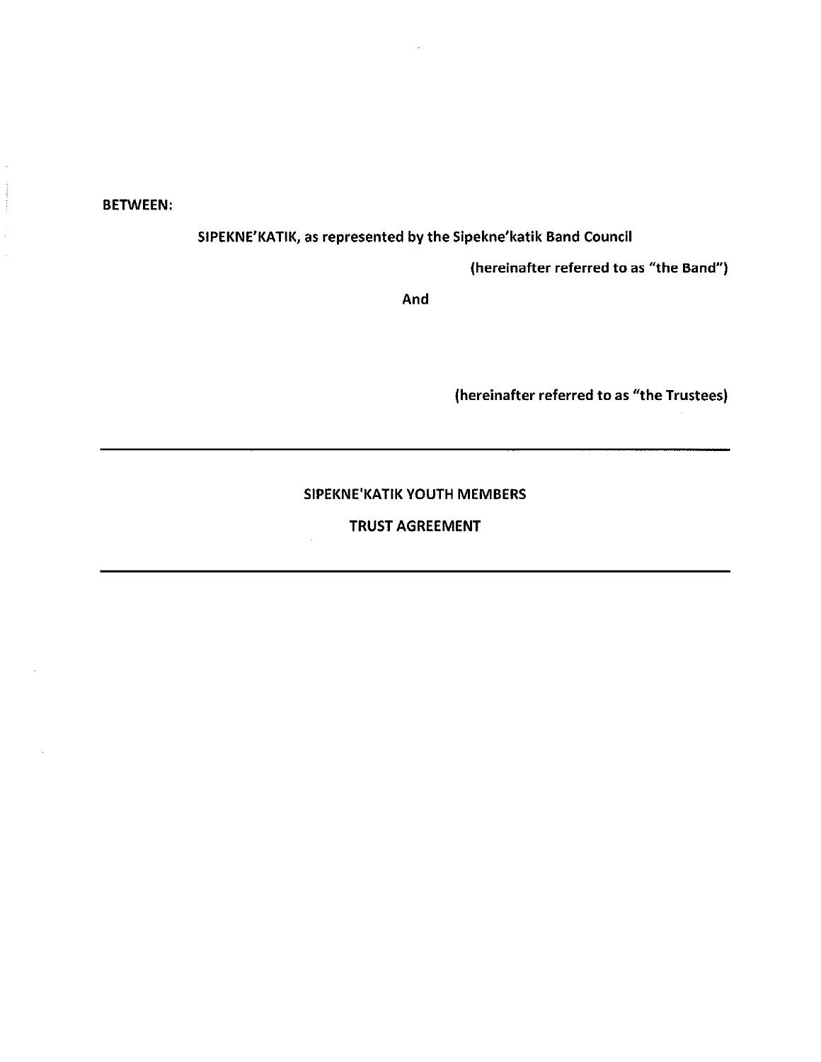**BETWEEN:**

**SIPEKNE'KATIK, as represented by the Sipekne'katik Band Council**

**(hereinafter referred to as "the Band")**

**And**

**(hereinafter referred to as "the Trustees)**

---

**SIPEKNE'KATIK YOUTH MEMBERS**

**TRUST AGREEMENT**

---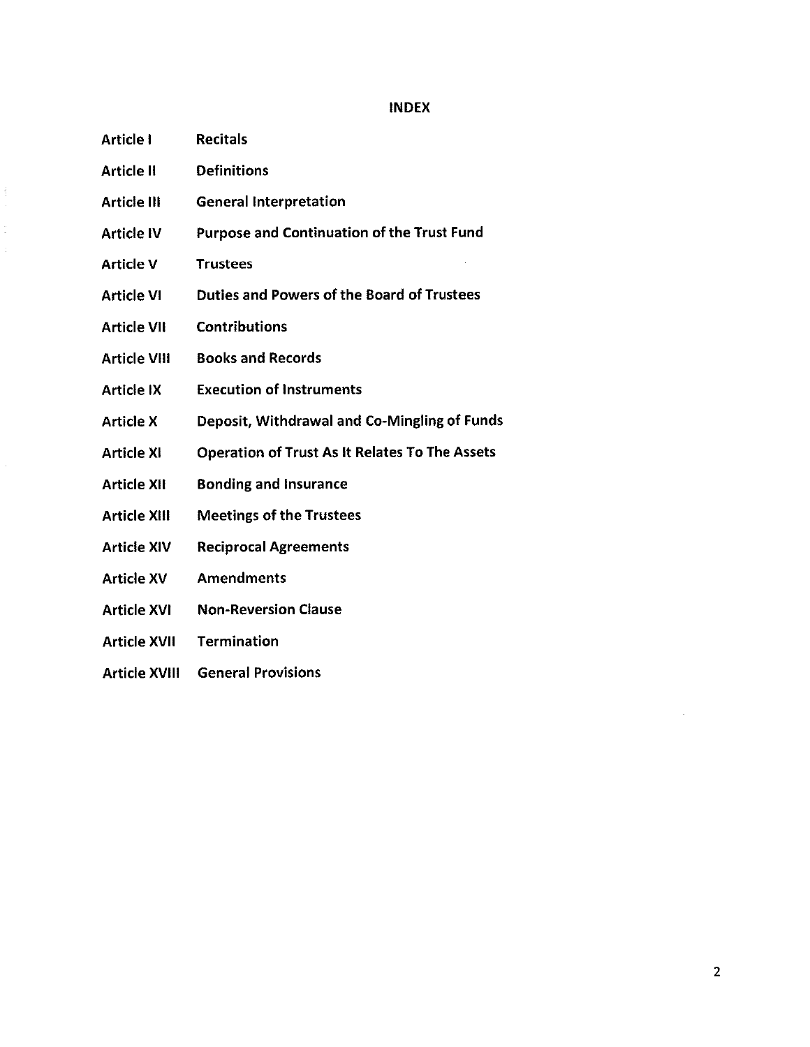# INDEX

| | |
|---|---|
| **Article I** | **Recitals** |
| **Article II** | **Definitions** |
| **Article III** | **General Interpretation** |
| **Article IV** | **Purpose and Continuation of the Trust Fund** |
| **Article V** | **Trustees** |
| **Article VI** | **Duties and Powers of the Board of Trustees** |
| **Article VII** | **Contributions** |
| **Article VIII** | **Books and Records** |
| **Article IX** | **Execution of Instruments** |
| **Article X** | **Deposit, Withdrawal and Co-Mingling of Funds** |
| **Article XI** | **Operation of Trust As It Relates To The Assets** |
| **Article XII** | **Bonding and Insurance** |
| **Article XIII** | **Meetings of the Trustees** |
| **Article XIV** | **Reciprocal Agreements** |
| **Article XV** | **Amendments** |
| **Article XVI** | **Non-Reversion Clause** |
| **Article XVII** | **Termination** |
| **Article XVIII** | **General Provisions** |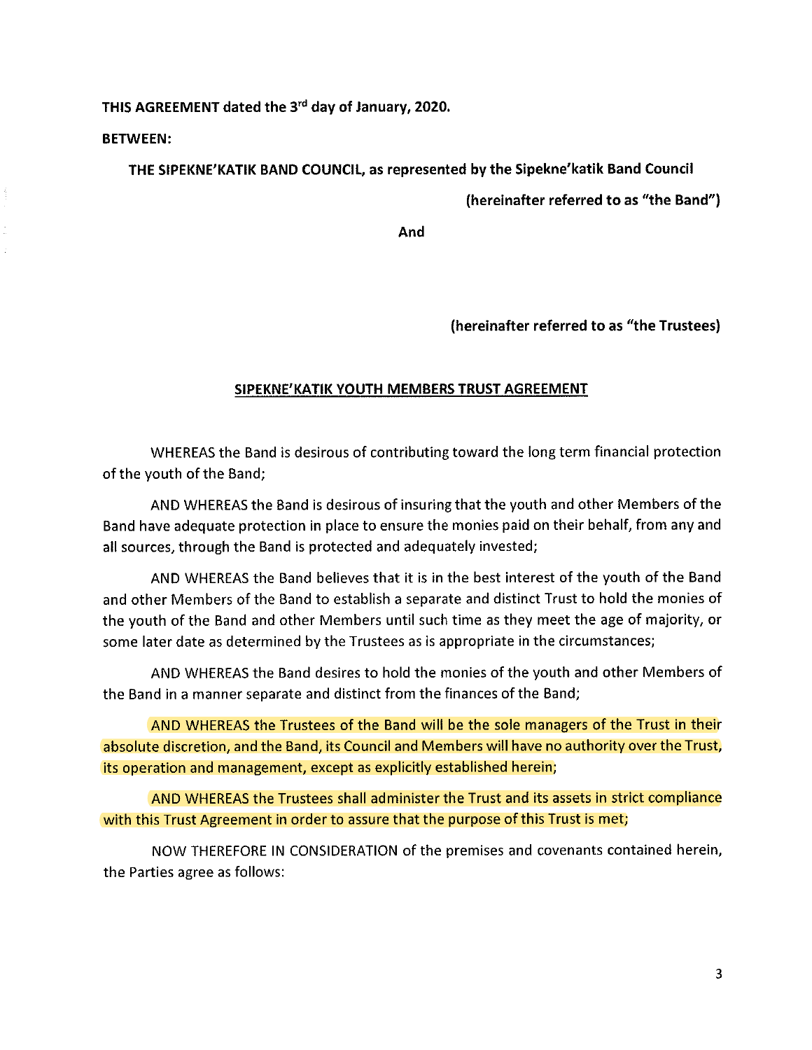**THIS AGREEMENT dated the 3rd day of January, 2020.**

**BETWEEN:**

**THE SIPEKNE'KATIK BAND COUNCIL, as represented by the Sipekne'katik Band Council**

**(hereinafter referred to as "the Band")**

**And**

**(hereinafter referred to as "the Trustees)**

**SIPEKNE'KATIK YOUTH MEMBERS TRUST AGREEMENT**

WHEREAS the Band is desirous of contributing toward the long term financial protection of the youth of the Band;

AND WHEREAS the Band is desirous of insuring that the youth and other Members of the Band have adequate protection in place to ensure the monies paid on their behalf, from any and all sources, through the Band is protected and adequately invested;

AND WHEREAS the Band believes that it is in the best interest of the youth of the Band and other Members of the Band to establish a separate and distinct Trust to hold the monies of the youth of the Band and other Members until such time as they meet the age of majority, or some later date as determined by the Trustees as is appropriate in the circumstances;

AND WHEREAS the Band desires to hold the monies of the youth and other Members of the Band in a manner separate and distinct from the finances of the Band;

AND WHEREAS the Trustees of the Band will be the sole managers of the Trust in their absolute discretion, and the Band, its Council and Members will have no authority over the Trust, its operation and management, except as explicitly established herein;

AND WHEREAS the Trustees shall administer the Trust and its assets in strict compliance with this Trust Agreement in order to assure that the purpose of this Trust is met;

NOW THEREFORE IN CONSIDERATION of the premises and covenants contained herein, the Parties agree as follows: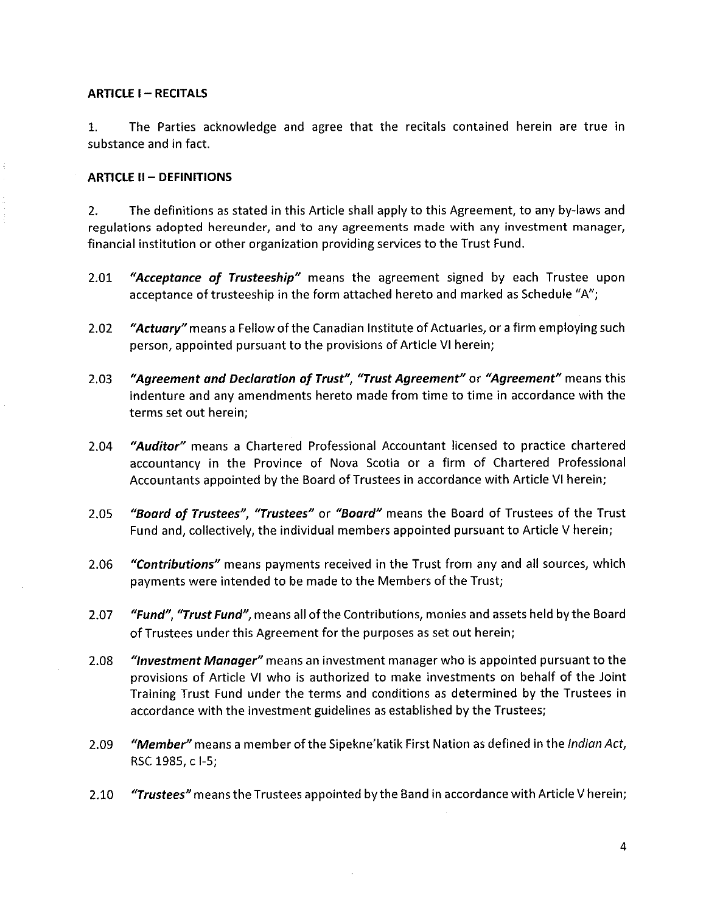**ARTICLE I – RECITALS**

1. The Parties acknowledge and agree that the recitals contained herein are true in substance and in fact.

**ARTICLE II – DEFINITIONS**

2. The definitions as stated in this Article shall apply to this Agreement, to any by-laws and regulations adopted hereunder, and to any agreements made with any investment manager, financial institution or other organization providing services to the Trust Fund.

2.01 ***"Acceptance of Trusteeship"*** means the agreement signed by each Trustee upon acceptance of trusteeship in the form attached hereto and marked as Schedule "A";

2.02 ***"Actuary"*** means a Fellow of the Canadian Institute of Actuaries, or a firm employing such person, appointed pursuant to the provisions of Article VI herein;

2.03 ***"Agreement and Declaration of Trust"***, ***"Trust Agreement"*** or ***"Agreement"*** means this indenture and any amendments hereto made from time to time in accordance with the terms set out herein;

2.04 ***"Auditor"*** means a Chartered Professional Accountant licensed to practice chartered accountancy in the Province of Nova Scotia or a firm of Chartered Professional Accountants appointed by the Board of Trustees in accordance with Article VI herein;

2.05 ***"Board of Trustees"***, ***"Trustees"*** or ***"Board"*** means the Board of Trustees of the Trust Fund and, collectively, the individual members appointed pursuant to Article V herein;

2.06 ***"Contributions"*** means payments received in the Trust from any and all sources, which payments were intended to be made to the Members of the Trust;

2.07 ***"Fund"***, ***"Trust Fund"***, means all of the Contributions, monies and assets held by the Board of Trustees under this Agreement for the purposes as set out herein;

2.08 ***"Investment Manager"*** means an investment manager who is appointed pursuant to the provisions of Article VI who is authorized to make investments on behalf of the Joint Training Trust Fund under the terms and conditions as determined by the Trustees in accordance with the investment guidelines as established by the Trustees;

2.09 ***"Member"*** means a member of the Sipekne'katik First Nation as defined in the *Indian Act*, RSC 1985, c I-5;

2.10 ***"Trustees"*** means the Trustees appointed by the Band in accordance with Article V herein;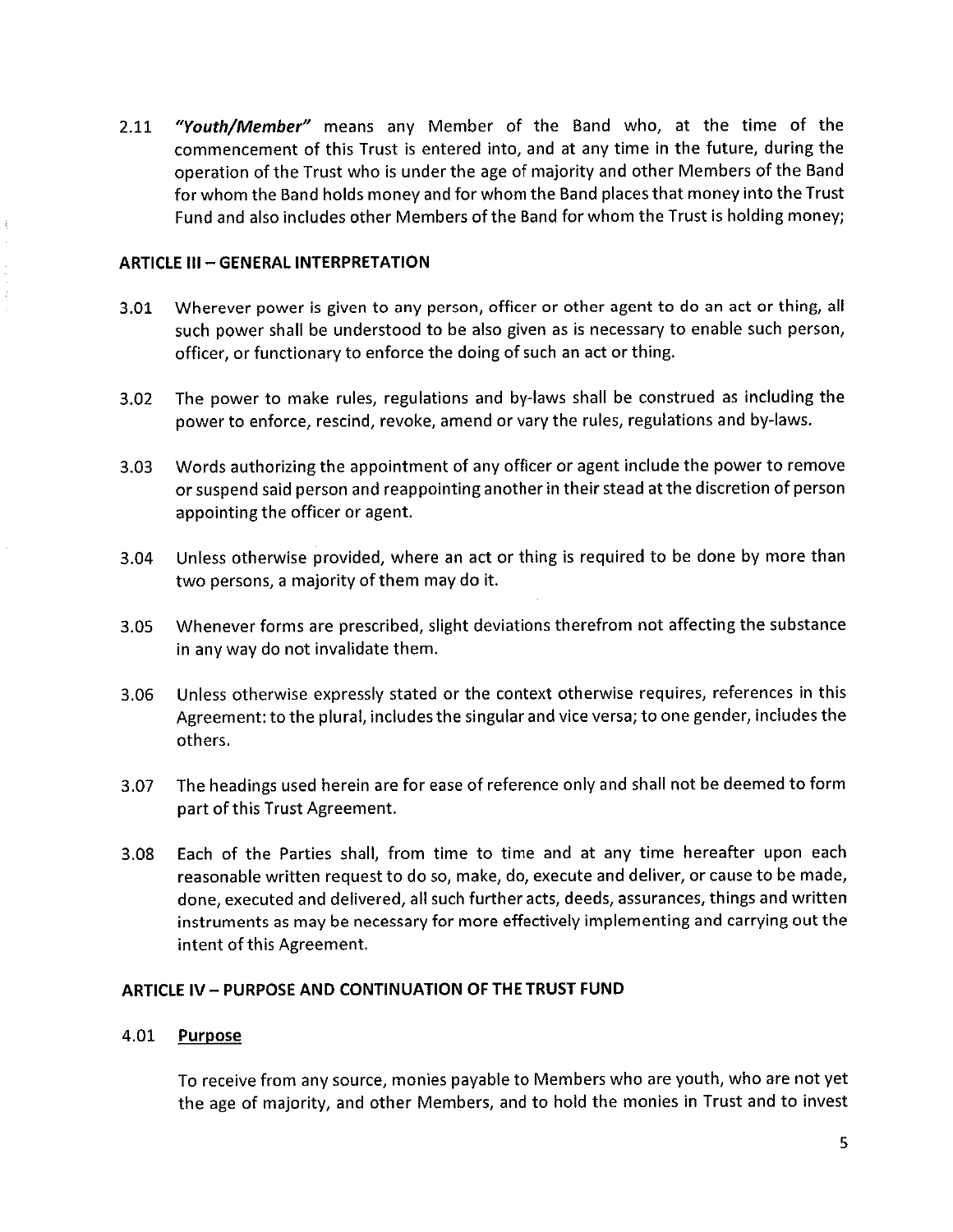2.11 ***"Youth/Member"*** means any Member of the Band who, at the time of the commencement of this Trust is entered into, and at any time in the future, during the operation of the Trust who is under the age of majority and other Members of the Band for whom the Band holds money and for whom the Band places that money into the Trust Fund and also includes other Members of the Band for whom the Trust is holding money;

## ARTICLE III – GENERAL INTERPRETATION

3.01 Wherever power is given to any person, officer or other agent to do an act or thing, all such power shall be understood to be also given as is necessary to enable such person, officer, or functionary to enforce the doing of such an act or thing.

3.02 The power to make rules, regulations and by-laws shall be construed as including the power to enforce, rescind, revoke, amend or vary the rules, regulations and by-laws.

3.03 Words authorizing the appointment of any officer or agent include the power to remove or suspend said person and reappointing another in their stead at the discretion of person appointing the officer or agent.

3.04 Unless otherwise provided, where an act or thing is required to be done by more than two persons, a majority of them may do it.

3.05 Whenever forms are prescribed, slight deviations therefrom not affecting the substance in any way do not invalidate them.

3.06 Unless otherwise expressly stated or the context otherwise requires, references in this Agreement: to the plural, includes the singular and vice versa; to one gender, includes the others.

3.07 The headings used herein are for ease of reference only and shall not be deemed to form part of this Trust Agreement.

3.08 Each of the Parties shall, from time to time and at any time hereafter upon each reasonable written request to do so, make, do, execute and deliver, or cause to be made, done, executed and delivered, all such further acts, deeds, assurances, things and written instruments as may be necessary for more effectively implementing and carrying out the intent of this Agreement.

## ARTICLE IV – PURPOSE AND CONTINUATION OF THE TRUST FUND

4.01 **Purpose**

To receive from any source, monies payable to Members who are youth, who are not yet the age of majority, and other Members, and to hold the monies in Trust and to invest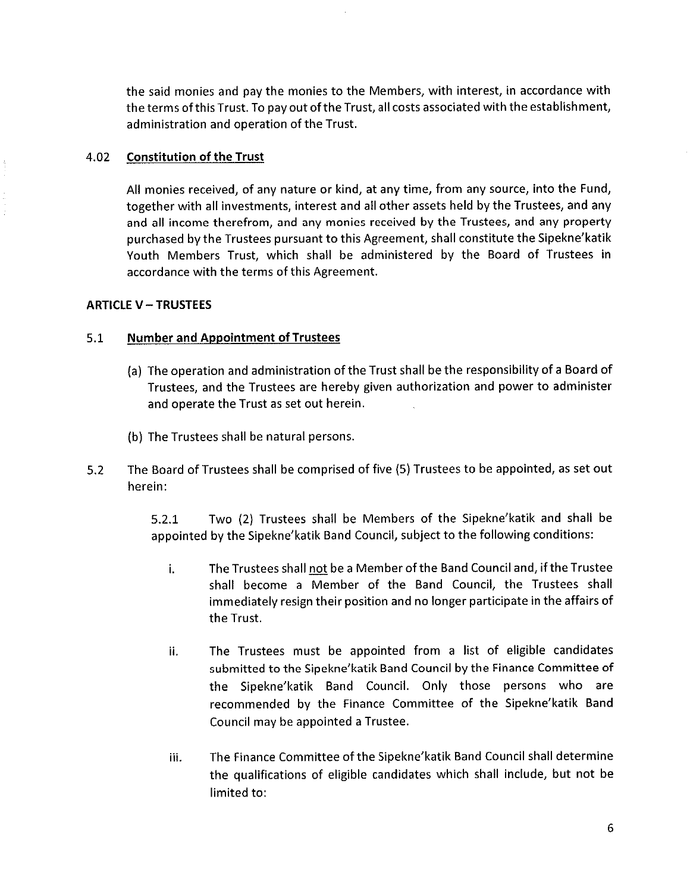the said monies and pay the monies to the Members, with interest, in accordance with the terms of this Trust. To pay out of the Trust, all costs associated with the establishment, administration and operation of the Trust.

4.02 **Constitution of the Trust**

All monies received, of any nature or kind, at any time, from any source, into the Fund, together with all investments, interest and all other assets held by the Trustees, and any and all income therefrom, and any monies received by the Trustees, and any property purchased by the Trustees pursuant to this Agreement, shall constitute the Sipekne'katik Youth Members Trust, which shall be administered by the Board of Trustees in accordance with the terms of this Agreement.

**ARTICLE V – TRUSTEES**

5.1 **Number and Appointment of Trustees**

(a) The operation and administration of the Trust shall be the responsibility of a Board of Trustees, and the Trustees are hereby given authorization and power to administer and operate the Trust as set out herein.

(b) The Trustees shall be natural persons.

5.2 The Board of Trustees shall be comprised of five (5) Trustees to be appointed, as set out herein:

5.2.1 Two (2) Trustees shall be Members of the Sipekne'katik and shall be appointed by the Sipekne'katik Band Council, subject to the following conditions:

i. The Trustees shall not be a Member of the Band Council and, if the Trustee shall become a Member of the Band Council, the Trustees shall immediately resign their position and no longer participate in the affairs of the Trust.

ii. The Trustees must be appointed from a list of eligible candidates submitted to the Sipekne'katik Band Council by the Finance Committee of the Sipekne'katik Band Council. Only those persons who are recommended by the Finance Committee of the Sipekne'katik Band Council may be appointed a Trustee.

iii. The Finance Committee of the Sipekne'katik Band Council shall determine the qualifications of eligible candidates which shall include, but not be limited to: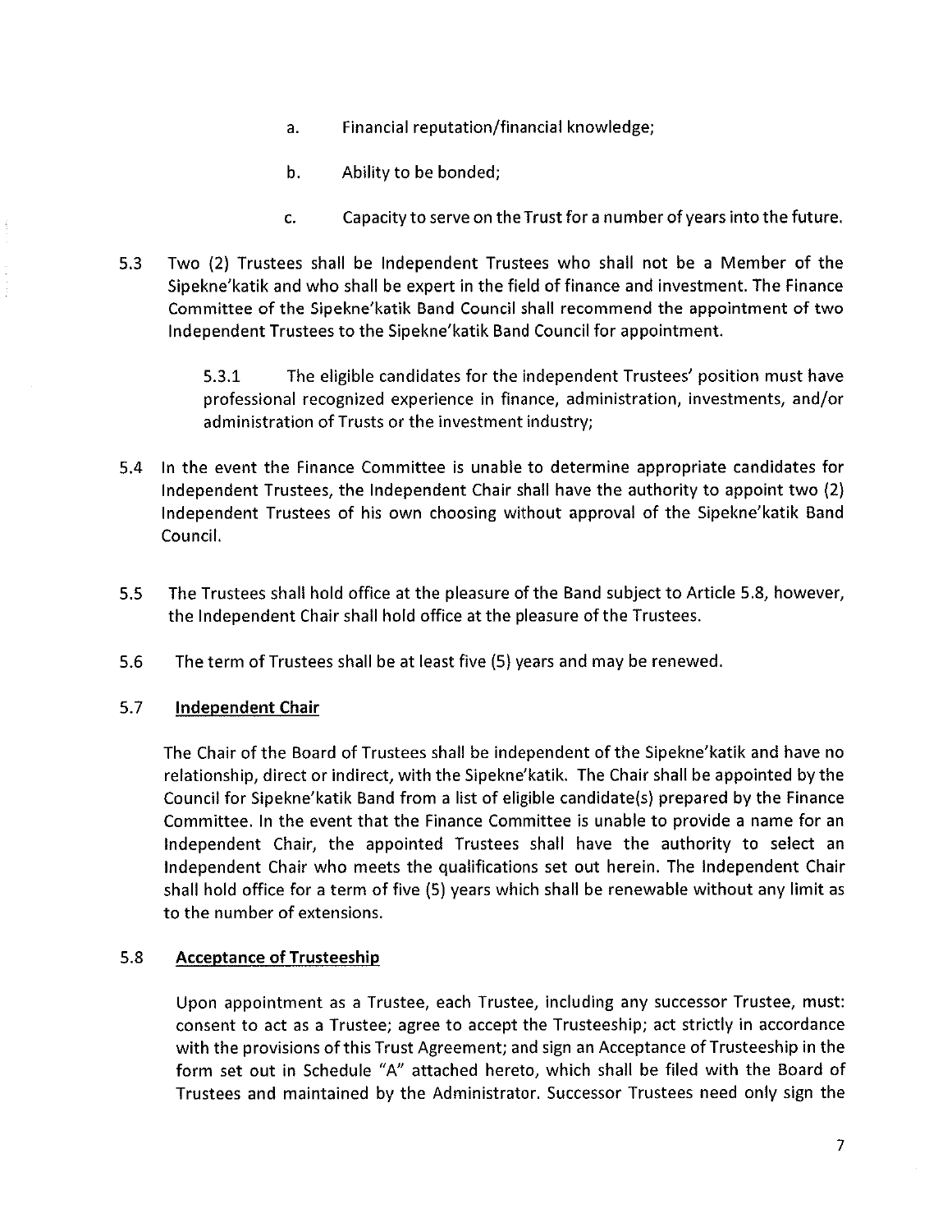a. Financial reputation/financial knowledge;

b. Ability to be bonded;

c. Capacity to serve on the Trust for a number of years into the future.

5.3 Two (2) Trustees shall be Independent Trustees who shall not be a Member of the Sipekne'katik and who shall be expert in the field of finance and investment. The Finance Committee of the Sipekne'katik Band Council shall recommend the appointment of two Independent Trustees to the Sipekne'katik Band Council for appointment.

5.3.1 The eligible candidates for the independent Trustees' position must have professional recognized experience in finance, administration, investments, and/or administration of Trusts or the investment industry;

5.4 In the event the Finance Committee is unable to determine appropriate candidates for Independent Trustees, the Independent Chair shall have the authority to appoint two (2) Independent Trustees of his own choosing without approval of the Sipekne'katik Band Council.

5.5 The Trustees shall hold office at the pleasure of the Band subject to Article 5.8, however, the Independent Chair shall hold office at the pleasure of the Trustees.

5.6 The term of Trustees shall be at least five (5) years and may be renewed.

5.7 **Independent Chair**

The Chair of the Board of Trustees shall be independent of the Sipekne'katik and have no relationship, direct or indirect, with the Sipekne'katik. The Chair shall be appointed by the Council for Sipekne'katik Band from a list of eligible candidate(s) prepared by the Finance Committee. In the event that the Finance Committee is unable to provide a name for an Independent Chair, the appointed Trustees shall have the authority to select an Independent Chair who meets the qualifications set out herein. The Independent Chair shall hold office for a term of five (5) years which shall be renewable without any limit as to the number of extensions.

5.8 **Acceptance of Trusteeship**

Upon appointment as a Trustee, each Trustee, including any successor Trustee, must: consent to act as a Trustee; agree to accept the Trusteeship; act strictly in accordance with the provisions of this Trust Agreement; and sign an Acceptance of Trusteeship in the form set out in Schedule "A" attached hereto, which shall be filed with the Board of Trustees and maintained by the Administrator. Successor Trustees need only sign the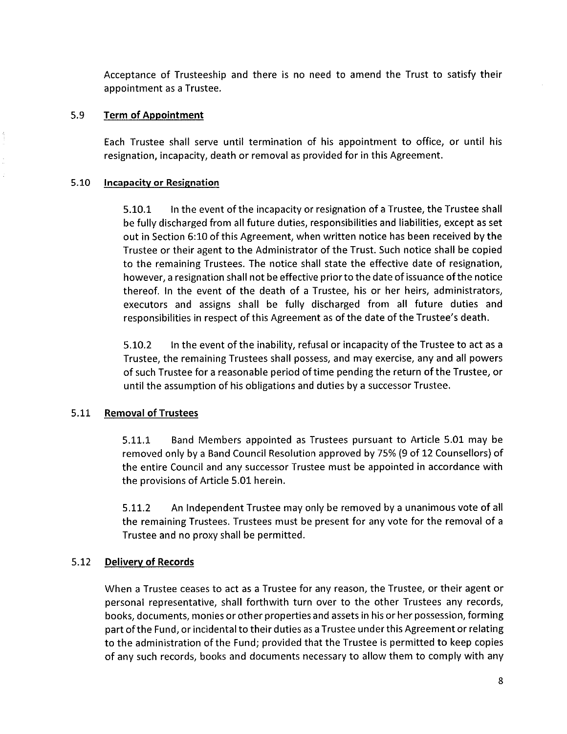Acceptance of Trusteeship and there is no need to amend the Trust to satisfy their appointment as a Trustee.

### 5.9 Term of Appointment

Each Trustee shall serve until termination of his appointment to office, or until his resignation, incapacity, death or removal as provided for in this Agreement.

### 5.10 Incapacity or Resignation

5.10.1 In the event of the incapacity or resignation of a Trustee, the Trustee shall be fully discharged from all future duties, responsibilities and liabilities, except as set out in Section 6:10 of this Agreement, when written notice has been received by the Trustee or their agent to the Administrator of the Trust. Such notice shall be copied to the remaining Trustees. The notice shall state the effective date of resignation, however, a resignation shall not be effective prior to the date of issuance of the notice thereof. In the event of the death of a Trustee, his or her heirs, administrators, executors and assigns shall be fully discharged from all future duties and responsibilities in respect of this Agreement as of the date of the Trustee's death.

5.10.2 In the event of the inability, refusal or incapacity of the Trustee to act as a Trustee, the remaining Trustees shall possess, and may exercise, any and all powers of such Trustee for a reasonable period of time pending the return of the Trustee, or until the assumption of his obligations and duties by a successor Trustee.

### 5.11 Removal of Trustees

5.11.1 Band Members appointed as Trustees pursuant to Article 5.01 may be removed only by a Band Council Resolution approved by 75% (9 of 12 Counsellors) of the entire Council and any successor Trustee must be appointed in accordance with the provisions of Article 5.01 herein.

5.11.2 An Independent Trustee may only be removed by a unanimous vote of all the remaining Trustees. Trustees must be present for any vote for the removal of a Trustee and no proxy shall be permitted.

### 5.12 Delivery of Records

When a Trustee ceases to act as a Trustee for any reason, the Trustee, or their agent or personal representative, shall forthwith turn over to the other Trustees any records, books, documents, monies or other properties and assets in his or her possession, forming part of the Fund, or incidental to their duties as a Trustee under this Agreement or relating to the administration of the Fund; provided that the Trustee is permitted to keep copies of any such records, books and documents necessary to allow them to comply with any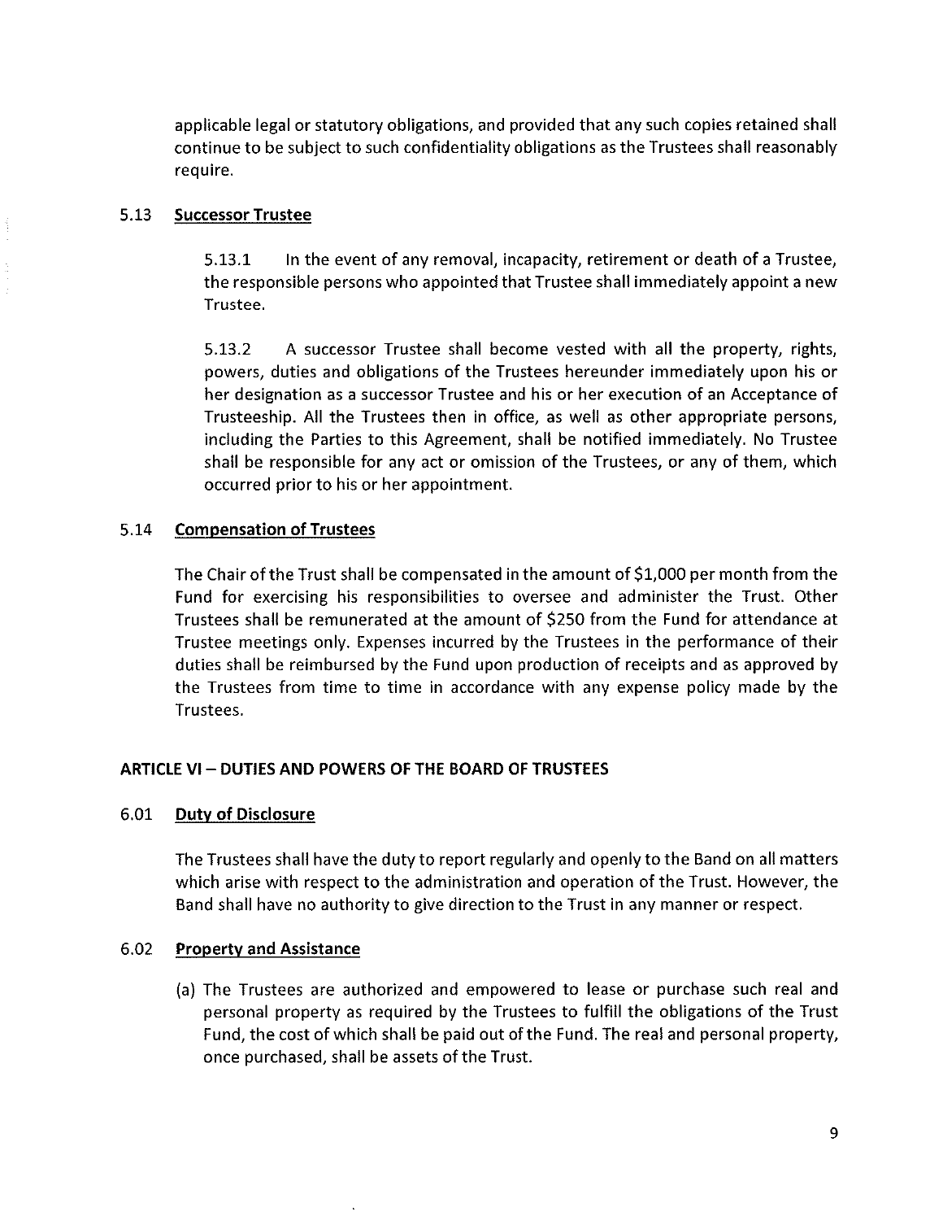applicable legal or statutory obligations, and provided that any such copies retained shall continue to be subject to such confidentiality obligations as the Trustees shall reasonably require.

### 5.13 <u>Successor Trustee</u>

5.13.1 In the event of any removal, incapacity, retirement or death of a Trustee, the responsible persons who appointed that Trustee shall immediately appoint a new Trustee.

5.13.2 A successor Trustee shall become vested with all the property, rights, powers, duties and obligations of the Trustees hereunder immediately upon his or her designation as a successor Trustee and his or her execution of an Acceptance of Trusteeship. All the Trustees then in office, as well as other appropriate persons, including the Parties to this Agreement, shall be notified immediately. No Trustee shall be responsible for any act or omission of the Trustees, or any of them, which occurred prior to his or her appointment.

### 5.14 <u>Compensation of Trustees</u>

The Chair of the Trust shall be compensated in the amount of $1,000 per month from the Fund for exercising his responsibilities to oversee and administer the Trust. Other Trustees shall be remunerated at the amount of $250 from the Fund for attendance at Trustee meetings only. Expenses incurred by the Trustees in the performance of their duties shall be reimbursed by the Fund upon production of receipts and as approved by the Trustees from time to time in accordance with any expense policy made by the Trustees.

## ARTICLE VI – DUTIES AND POWERS OF THE BOARD OF TRUSTEES

### 6.01 <u>Duty of Disclosure</u>

The Trustees shall have the duty to report regularly and openly to the Band on all matters which arise with respect to the administration and operation of the Trust. However, the Band shall have no authority to give direction to the Trust in any manner or respect.

### 6.02 <u>Property and Assistance</u>

(a) The Trustees are authorized and empowered to lease or purchase such real and personal property as required by the Trustees to fulfill the obligations of the Trust Fund, the cost of which shall be paid out of the Fund. The real and personal property, once purchased, shall be assets of the Trust.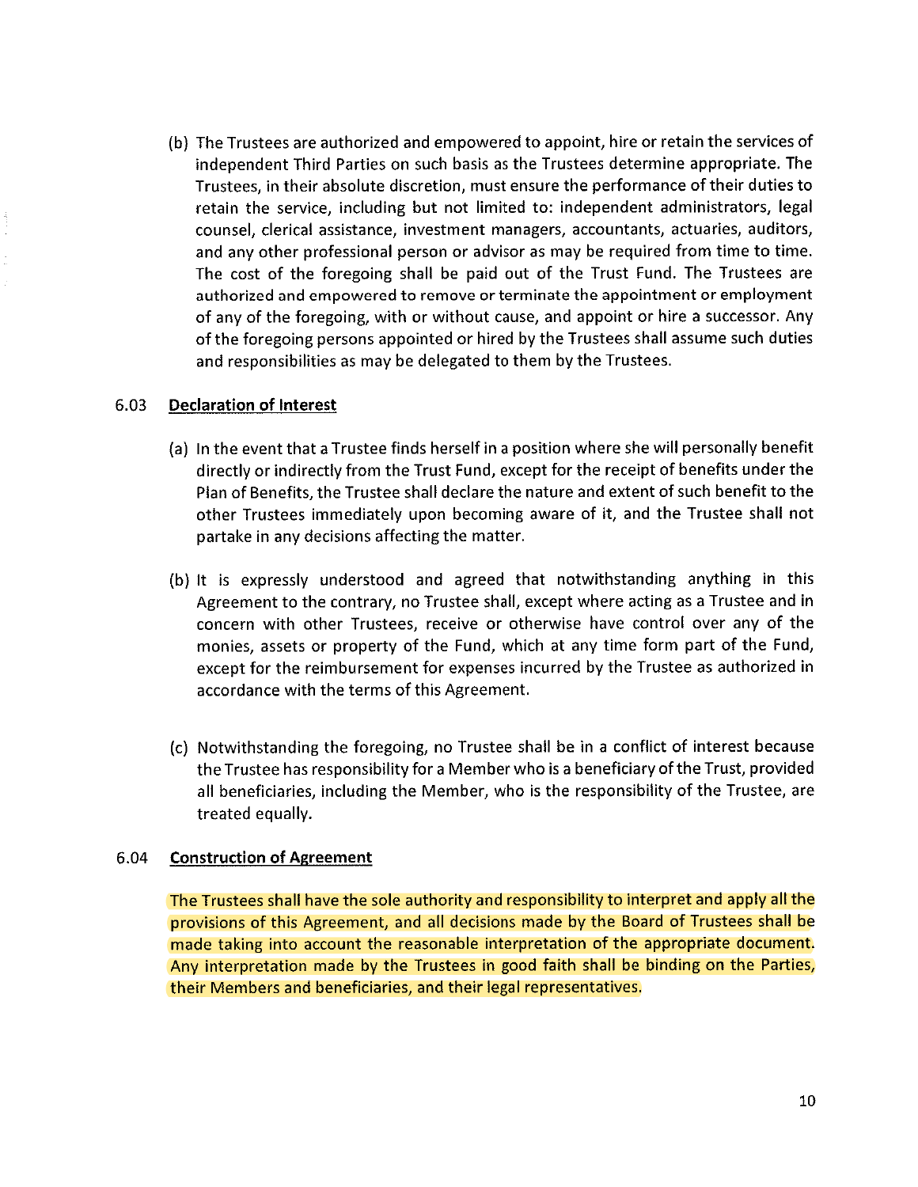(b) The Trustees are authorized and empowered to appoint, hire or retain the services of independent Third Parties on such basis as the Trustees determine appropriate. The Trustees, in their absolute discretion, must ensure the performance of their duties to retain the service, including but not limited to: independent administrators, legal counsel, clerical assistance, investment managers, accountants, actuaries, auditors, and any other professional person or advisor as may be required from time to time. The cost of the foregoing shall be paid out of the Trust Fund. The Trustees are authorized and empowered to remove or terminate the appointment or employment of any of the foregoing, with or without cause, and appoint or hire a successor. Any of the foregoing persons appointed or hired by the Trustees shall assume such duties and responsibilities as may be delegated to them by the Trustees.

### 6.03 <u>Declaration of Interest</u>

(a) In the event that a Trustee finds herself in a position where she will personally benefit directly or indirectly from the Trust Fund, except for the receipt of benefits under the Plan of Benefits, the Trustee shall declare the nature and extent of such benefit to the other Trustees immediately upon becoming aware of it, and the Trustee shall not partake in any decisions affecting the matter.

(b) It is expressly understood and agreed that notwithstanding anything in this Agreement to the contrary, no Trustee shall, except where acting as a Trustee and in concern with other Trustees, receive or otherwise have control over any of the monies, assets or property of the Fund, which at any time form part of the Fund, except for the reimbursement for expenses incurred by the Trustee as authorized in accordance with the terms of this Agreement.

(c) Notwithstanding the foregoing, no Trustee shall be in a conflict of interest because the Trustee has responsibility for a Member who is a beneficiary of the Trust, provided all beneficiaries, including the Member, who is the responsibility of the Trustee, are treated equally.

### 6.04 <u>Construction of Agreement</u>

The Trustees shall have the sole authority and responsibility to interpret and apply all the provisions of this Agreement, and all decisions made by the Board of Trustees shall be made taking into account the reasonable interpretation of the appropriate document. Any interpretation made by the Trustees in good faith shall be binding on the Parties, their Members and beneficiaries, and their legal representatives.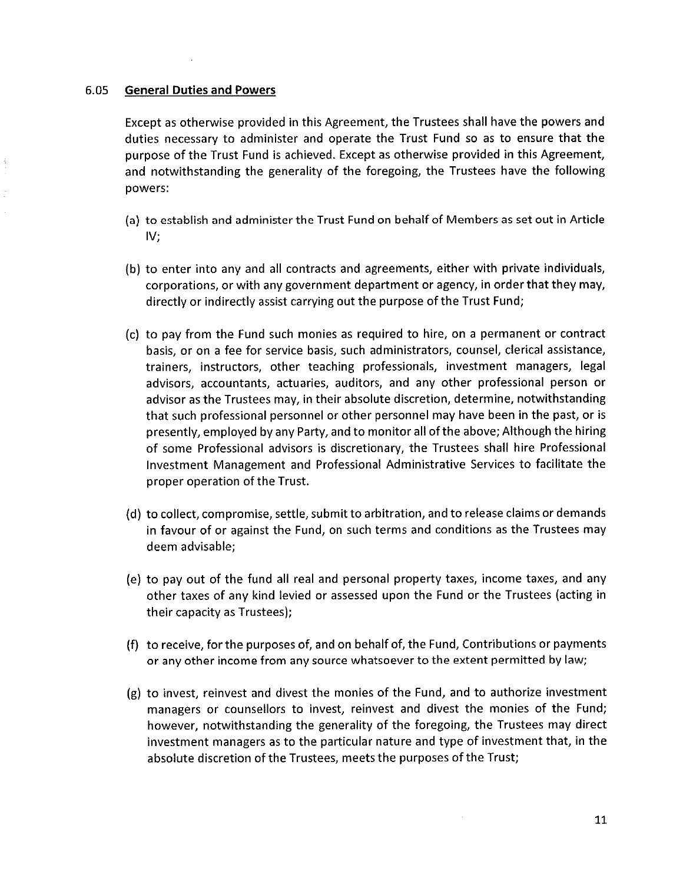### 6.05 **General Duties and Powers**

Except as otherwise provided in this Agreement, the Trustees shall have the powers and duties necessary to administer and operate the Trust Fund so as to ensure that the purpose of the Trust Fund is achieved. Except as otherwise provided in this Agreement, and notwithstanding the generality of the foregoing, the Trustees have the following powers:

(a) to establish and administer the Trust Fund on behalf of Members as set out in Article IV;

(b) to enter into any and all contracts and agreements, either with private individuals, corporations, or with any government department or agency, in order that they may, directly or indirectly assist carrying out the purpose of the Trust Fund;

(c) to pay from the Fund such monies as required to hire, on a permanent or contract basis, or on a fee for service basis, such administrators, counsel, clerical assistance, trainers, instructors, other teaching professionals, investment managers, legal advisors, accountants, actuaries, auditors, and any other professional person or advisor as the Trustees may, in their absolute discretion, determine, notwithstanding that such professional personnel or other personnel may have been in the past, or is presently, employed by any Party, and to monitor all of the above; Although the hiring of some Professional advisors is discretionary, the Trustees shall hire Professional Investment Management and Professional Administrative Services to facilitate the proper operation of the Trust.

(d) to collect, compromise, settle, submit to arbitration, and to release claims or demands in favour of or against the Fund, on such terms and conditions as the Trustees may deem advisable;

(e) to pay out of the fund all real and personal property taxes, income taxes, and any other taxes of any kind levied or assessed upon the Fund or the Trustees (acting in their capacity as Trustees);

(f) to receive, for the purposes of, and on behalf of, the Fund, Contributions or payments or any other income from any source whatsoever to the extent permitted by law;

(g) to invest, reinvest and divest the monies of the Fund, and to authorize investment managers or counsellors to invest, reinvest and divest the monies of the Fund; however, notwithstanding the generality of the foregoing, the Trustees may direct investment managers as to the particular nature and type of investment that, in the absolute discretion of the Trustees, meets the purposes of the Trust;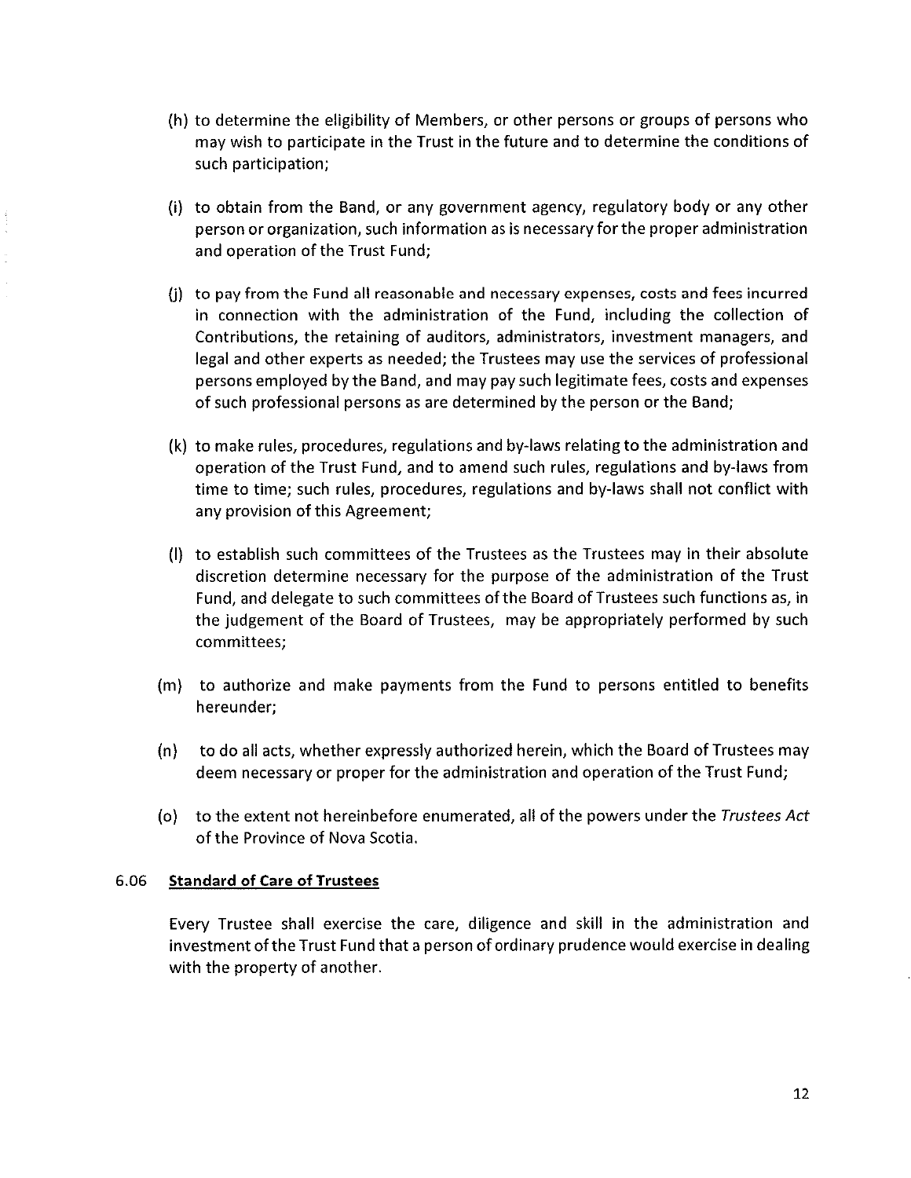(h) to determine the eligibility of Members, or other persons or groups of persons who may wish to participate in the Trust in the future and to determine the conditions of such participation;

(i) to obtain from the Band, or any government agency, regulatory body or any other person or organization, such information as is necessary for the proper administration and operation of the Trust Fund;

(j) to pay from the Fund all reasonable and necessary expenses, costs and fees incurred in connection with the administration of the Fund, including the collection of Contributions, the retaining of auditors, administrators, investment managers, and legal and other experts as needed; the Trustees may use the services of professional persons employed by the Band, and may pay such legitimate fees, costs and expenses of such professional persons as are determined by the person or the Band;

(k) to make rules, procedures, regulations and by-laws relating to the administration and operation of the Trust Fund, and to amend such rules, regulations and by-laws from time to time; such rules, procedures, regulations and by-laws shall not conflict with any provision of this Agreement;

(l) to establish such committees of the Trustees as the Trustees may in their absolute discretion determine necessary for the purpose of the administration of the Trust Fund, and delegate to such committees of the Board of Trustees such functions as, in the judgement of the Board of Trustees, may be appropriately performed by such committees;

(m) to authorize and make payments from the Fund to persons entitled to benefits hereunder;

(n) to do all acts, whether expressly authorized herein, which the Board of Trustees may deem necessary or proper for the administration and operation of the Trust Fund;

(o) to the extent not hereinbefore enumerated, all of the powers under the *Trustees Act* of the Province of Nova Scotia.

### 6.06 **Standard of Care of Trustees**

Every Trustee shall exercise the care, diligence and skill in the administration and investment of the Trust Fund that a person of ordinary prudence would exercise in dealing with the property of another.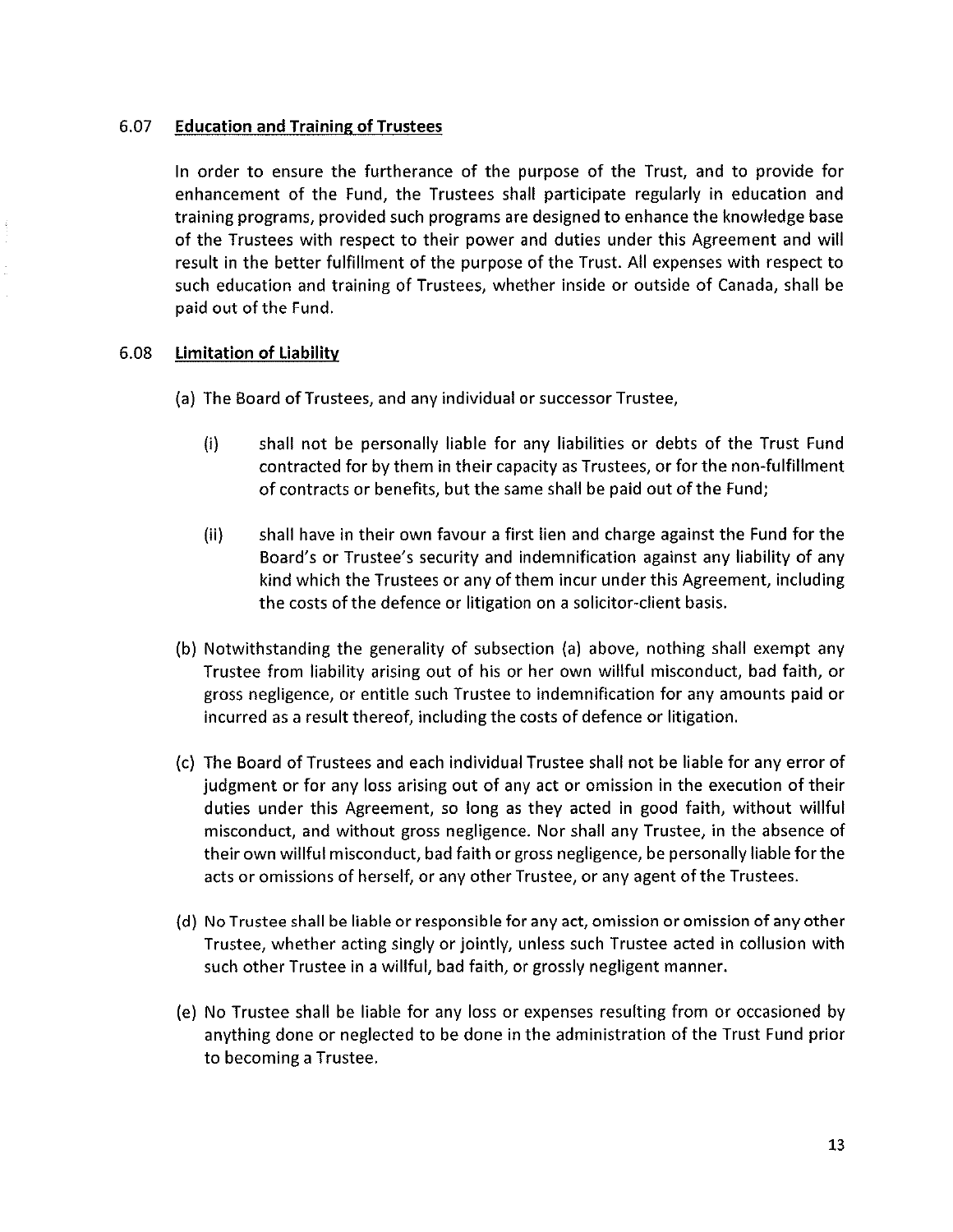### 6.07 **Education and Training of Trustees**

In order to ensure the furtherance of the purpose of the Trust, and to provide for enhancement of the Fund, the Trustees shall participate regularly in education and training programs, provided such programs are designed to enhance the knowledge base of the Trustees with respect to their power and duties under this Agreement and will result in the better fulfillment of the purpose of the Trust. All expenses with respect to such education and training of Trustees, whether inside or outside of Canada, shall be paid out of the Fund.

### 6.08 **Limitation of Liability**

(a) The Board of Trustees, and any individual or successor Trustee,

(i) shall not be personally liable for any liabilities or debts of the Trust Fund contracted for by them in their capacity as Trustees, or for the non-fulfillment of contracts or benefits, but the same shall be paid out of the Fund;

(ii) shall have in their own favour a first lien and charge against the Fund for the Board's or Trustee's security and indemnification against any liability of any kind which the Trustees or any of them incur under this Agreement, including the costs of the defence or litigation on a solicitor-client basis.

(b) Notwithstanding the generality of subsection (a) above, nothing shall exempt any Trustee from liability arising out of his or her own willful misconduct, bad faith, or gross negligence, or entitle such Trustee to indemnification for any amounts paid or incurred as a result thereof, including the costs of defence or litigation.

(c) The Board of Trustees and each individual Trustee shall not be liable for any error of judgment or for any loss arising out of any act or omission in the execution of their duties under this Agreement, so long as they acted in good faith, without willful misconduct, and without gross negligence. Nor shall any Trustee, in the absence of their own willful misconduct, bad faith or gross negligence, be personally liable for the acts or omissions of herself, or any other Trustee, or any agent of the Trustees.

(d) No Trustee shall be liable or responsible for any act, omission or omission of any other Trustee, whether acting singly or jointly, unless such Trustee acted in collusion with such other Trustee in a willful, bad faith, or grossly negligent manner.

(e) No Trustee shall be liable for any loss or expenses resulting from or occasioned by anything done or neglected to be done in the administration of the Trust Fund prior to becoming a Trustee.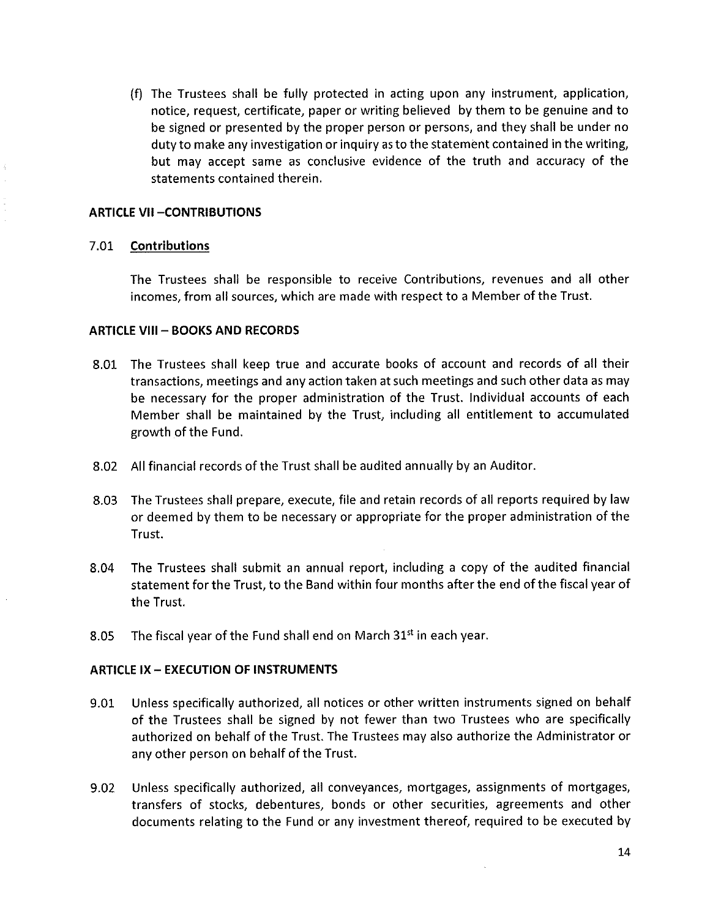(f) The Trustees shall be fully protected in acting upon any instrument, application, notice, request, certificate, paper or writing believed by them to be genuine and to be signed or presented by the proper person or persons, and they shall be under no duty to make any investigation or inquiry as to the statement contained in the writing, but may accept same as conclusive evidence of the truth and accuracy of the statements contained therein.

**ARTICLE VII –CONTRIBUTIONS**

7.01 **Contributions**

The Trustees shall be responsible to receive Contributions, revenues and all other incomes, from all sources, which are made with respect to a Member of the Trust.

**ARTICLE VIII – BOOKS AND RECORDS**

8.01 The Trustees shall keep true and accurate books of account and records of all their transactions, meetings and any action taken at such meetings and such other data as may be necessary for the proper administration of the Trust. Individual accounts of each Member shall be maintained by the Trust, including all entitlement to accumulated growth of the Fund.

8.02 All financial records of the Trust shall be audited annually by an Auditor.

8.03 The Trustees shall prepare, execute, file and retain records of all reports required by law or deemed by them to be necessary or appropriate for the proper administration of the Trust.

8.04 The Trustees shall submit an annual report, including a copy of the audited financial statement for the Trust, to the Band within four months after the end of the fiscal year of the Trust.

8.05 The fiscal year of the Fund shall end on March 31st in each year.

**ARTICLE IX – EXECUTION OF INSTRUMENTS**

9.01 Unless specifically authorized, all notices or other written instruments signed on behalf of the Trustees shall be signed by not fewer than two Trustees who are specifically authorized on behalf of the Trust. The Trustees may also authorize the Administrator or any other person on behalf of the Trust.

9.02 Unless specifically authorized, all conveyances, mortgages, assignments of mortgages, transfers of stocks, debentures, bonds or other securities, agreements and other documents relating to the Fund or any investment thereof, required to be executed by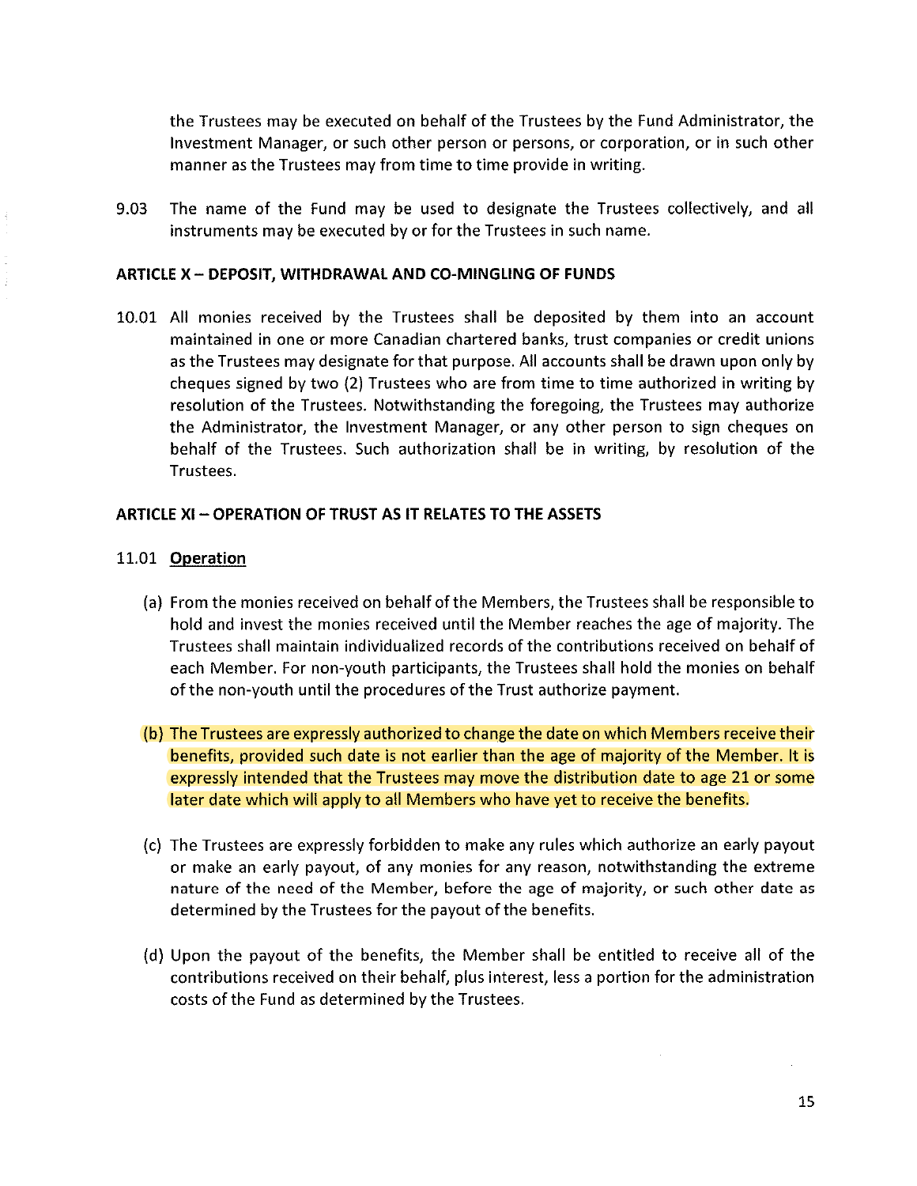the Trustees may be executed on behalf of the Trustees by the Fund Administrator, the Investment Manager, or such other person or persons, or corporation, or in such other manner as the Trustees may from time to time provide in writing.

9.03 The name of the Fund may be used to designate the Trustees collectively, and all instruments may be executed by or for the Trustees in such name.

## ARTICLE X – DEPOSIT, WITHDRAWAL AND CO-MINGLING OF FUNDS

10.01 All monies received by the Trustees shall be deposited by them into an account maintained in one or more Canadian chartered banks, trust companies or credit unions as the Trustees may designate for that purpose. All accounts shall be drawn upon only by cheques signed by two (2) Trustees who are from time to time authorized in writing by resolution of the Trustees. Notwithstanding the foregoing, the Trustees may authorize the Administrator, the Investment Manager, or any other person to sign cheques on behalf of the Trustees. Such authorization shall be in writing, by resolution of the Trustees.

## ARTICLE XI – OPERATION OF TRUST AS IT RELATES TO THE ASSETS

11.01 **Operation**

(a) From the monies received on behalf of the Members, the Trustees shall be responsible to hold and invest the monies received until the Member reaches the age of majority. The Trustees shall maintain individualized records of the contributions received on behalf of each Member. For non-youth participants, the Trustees shall hold the monies on behalf of the non-youth until the procedures of the Trust authorize payment.

(b) The Trustees are expressly authorized to change the date on which Members receive their benefits, provided such date is not earlier than the age of majority of the Member. It is expressly intended that the Trustees may move the distribution date to age 21 or some later date which will apply to all Members who have yet to receive the benefits.

(c) The Trustees are expressly forbidden to make any rules which authorize an early payout or make an early payout, of any monies for any reason, notwithstanding the extreme nature of the need of the Member, before the age of majority, or such other date as determined by the Trustees for the payout of the benefits.

(d) Upon the payout of the benefits, the Member shall be entitled to receive all of the contributions received on their behalf, plus interest, less a portion for the administration costs of the Fund as determined by the Trustees.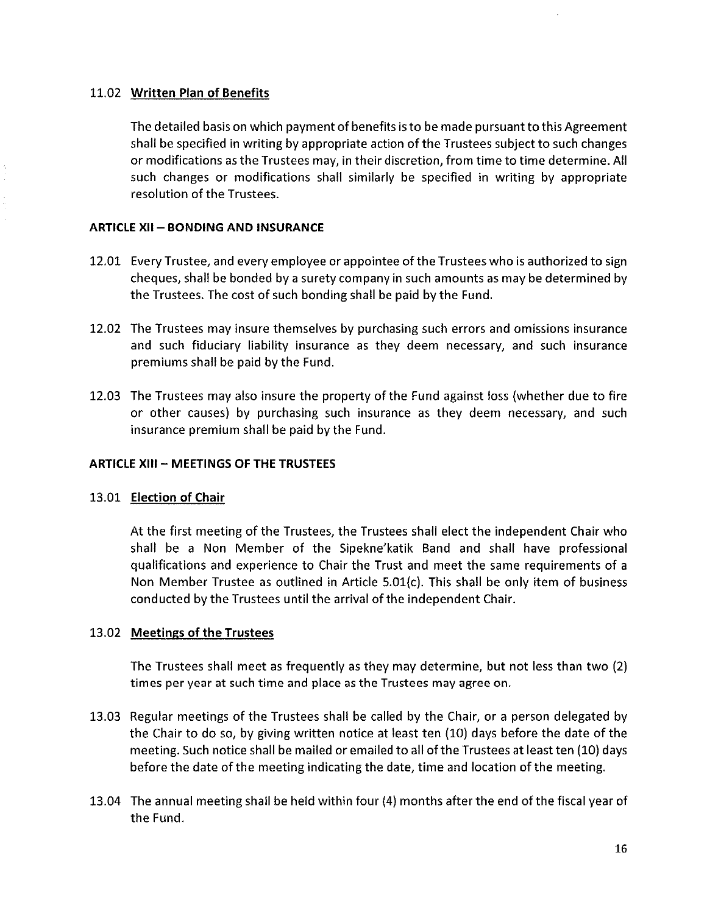11.02 **Written Plan of Benefits**

The detailed basis on which payment of benefits is to be made pursuant to this Agreement shall be specified in writing by appropriate action of the Trustees subject to such changes or modifications as the Trustees may, in their discretion, from time to time determine. All such changes or modifications shall similarly be specified in writing by appropriate resolution of the Trustees.

**ARTICLE XII – BONDING AND INSURANCE**

12.01 Every Trustee, and every employee or appointee of the Trustees who is authorized to sign cheques, shall be bonded by a surety company in such amounts as may be determined by the Trustees. The cost of such bonding shall be paid by the Fund.

12.02 The Trustees may insure themselves by purchasing such errors and omissions insurance and such fiduciary liability insurance as they deem necessary, and such insurance premiums shall be paid by the Fund.

12.03 The Trustees may also insure the property of the Fund against loss (whether due to fire or other causes) by purchasing such insurance as they deem necessary, and such insurance premium shall be paid by the Fund.

**ARTICLE XIII – MEETINGS OF THE TRUSTEES**

13.01 **Election of Chair**

At the first meeting of the Trustees, the Trustees shall elect the independent Chair who shall be a Non Member of the Sipekne'katik Band and shall have professional qualifications and experience to Chair the Trust and meet the same requirements of a Non Member Trustee as outlined in Article 5.01(c). This shall be only item of business conducted by the Trustees until the arrival of the independent Chair.

13.02 **Meetings of the Trustees**

The Trustees shall meet as frequently as they may determine, but not less than two (2) times per year at such time and place as the Trustees may agree on.

13.03 Regular meetings of the Trustees shall be called by the Chair, or a person delegated by the Chair to do so, by giving written notice at least ten (10) days before the date of the meeting. Such notice shall be mailed or emailed to all of the Trustees at least ten (10) days before the date of the meeting indicating the date, time and location of the meeting.

13.04 The annual meeting shall be held within four (4) months after the end of the fiscal year of the Fund.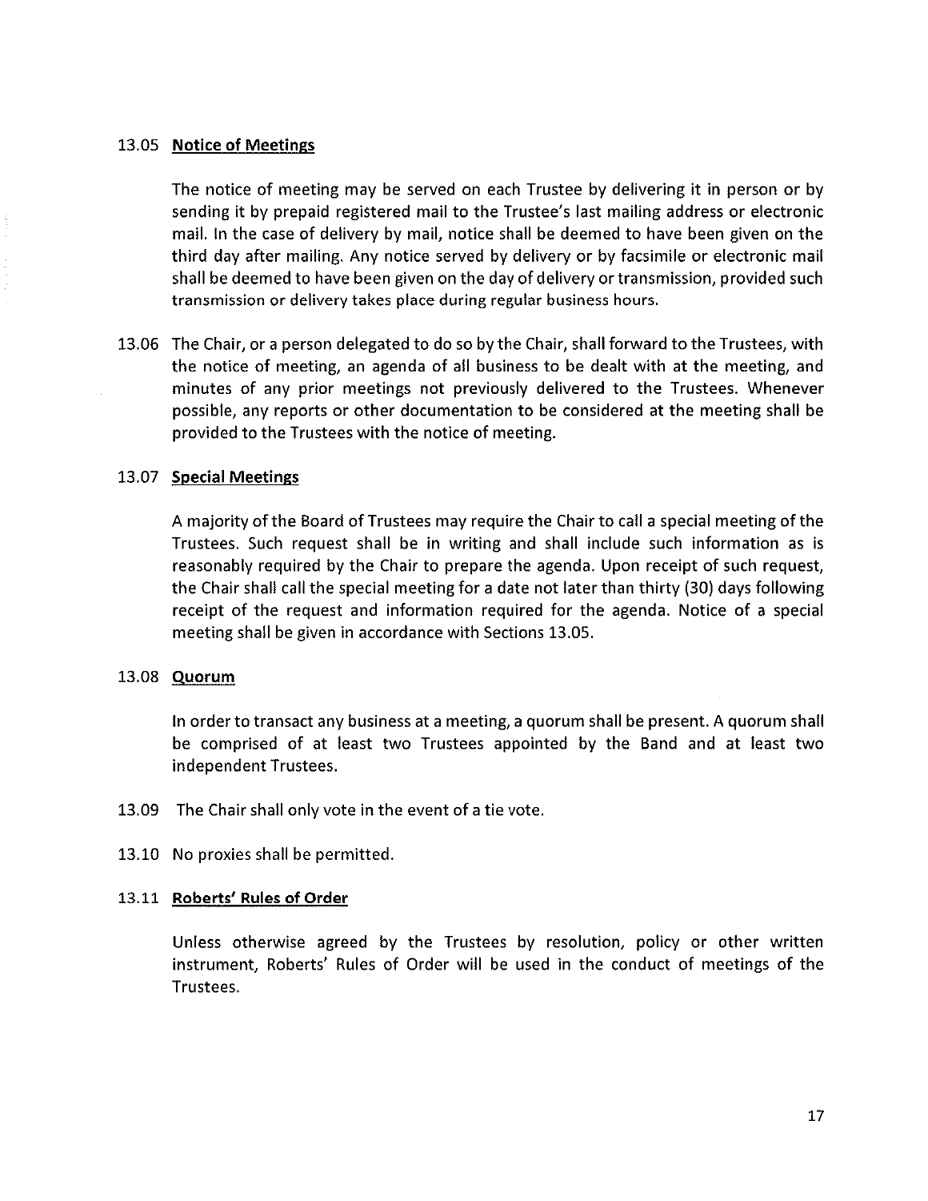13.05 **Notice of Meetings**

The notice of meeting may be served on each Trustee by delivering it in person or by sending it by prepaid registered mail to the Trustee's last mailing address or electronic mail. In the case of delivery by mail, notice shall be deemed to have been given on the third day after mailing. Any notice served by delivery or by facsimile or electronic mail shall be deemed to have been given on the day of delivery or transmission, provided such transmission or delivery takes place during regular business hours.

13.06 The Chair, or a person delegated to do so by the Chair, shall forward to the Trustees, with the notice of meeting, an agenda of all business to be dealt with at the meeting, and minutes of any prior meetings not previously delivered to the Trustees. Whenever possible, any reports or other documentation to be considered at the meeting shall be provided to the Trustees with the notice of meeting.

13.07 **Special Meetings**

A majority of the Board of Trustees may require the Chair to call a special meeting of the Trustees. Such request shall be in writing and shall include such information as is reasonably required by the Chair to prepare the agenda. Upon receipt of such request, the Chair shall call the special meeting for a date not later than thirty (30) days following receipt of the request and information required for the agenda. Notice of a special meeting shall be given in accordance with Sections 13.05.

13.08 **Quorum**

In order to transact any business at a meeting, a quorum shall be present. A quorum shall be comprised of at least two Trustees appointed by the Band and at least two independent Trustees.

13.09 The Chair shall only vote in the event of a tie vote.

13.10 No proxies shall be permitted.

13.11 **Roberts' Rules of Order**

Unless otherwise agreed by the Trustees by resolution, policy or other written instrument, Roberts' Rules of Order will be used in the conduct of meetings of the Trustees.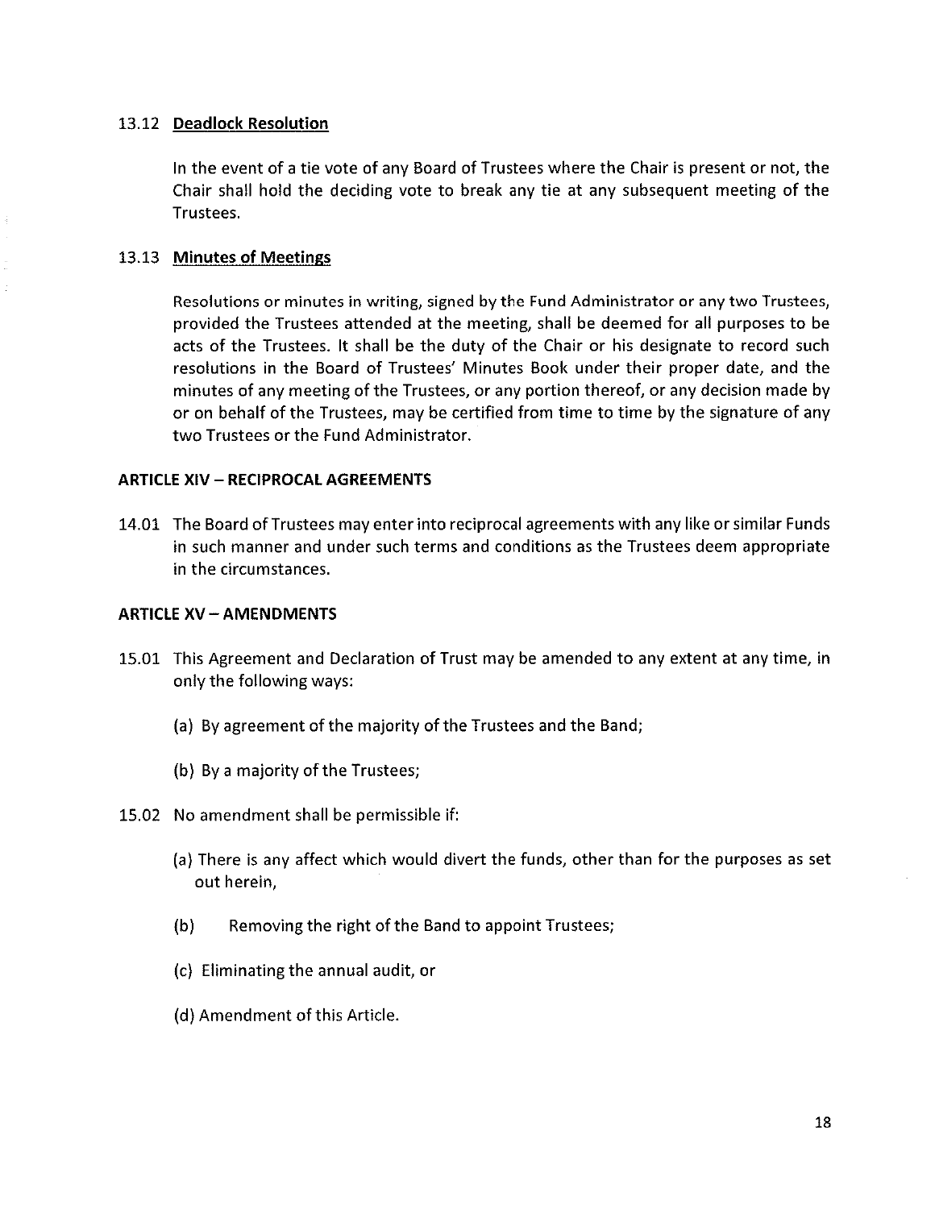### 13.12 **Deadlock Resolution**

In the event of a tie vote of any Board of Trustees where the Chair is present or not, the Chair shall hold the deciding vote to break any tie at any subsequent meeting of the Trustees.

### 13.13 **Minutes of Meetings**

Resolutions or minutes in writing, signed by the Fund Administrator or any two Trustees, provided the Trustees attended at the meeting, shall be deemed for all purposes to be acts of the Trustees. It shall be the duty of the Chair or his designate to record such resolutions in the Board of Trustees' Minutes Book under their proper date, and the minutes of any meeting of the Trustees, or any portion thereof, or any decision made by or on behalf of the Trustees, may be certified from time to time by the signature of any two Trustees or the Fund Administrator.

## ARTICLE XIV – RECIPROCAL AGREEMENTS

14.01 The Board of Trustees may enter into reciprocal agreements with any like or similar Funds in such manner and under such terms and conditions as the Trustees deem appropriate in the circumstances.

## ARTICLE XV – AMENDMENTS

15.01 This Agreement and Declaration of Trust may be amended to any extent at any time, in only the following ways:

(a) By agreement of the majority of the Trustees and the Band;

(b) By a majority of the Trustees;

15.02 No amendment shall be permissible if:

(a) There is any affect which would divert the funds, other than for the purposes as set out herein,

(b) Removing the right of the Band to appoint Trustees;

(c) Eliminating the annual audit, or

(d) Amendment of this Article.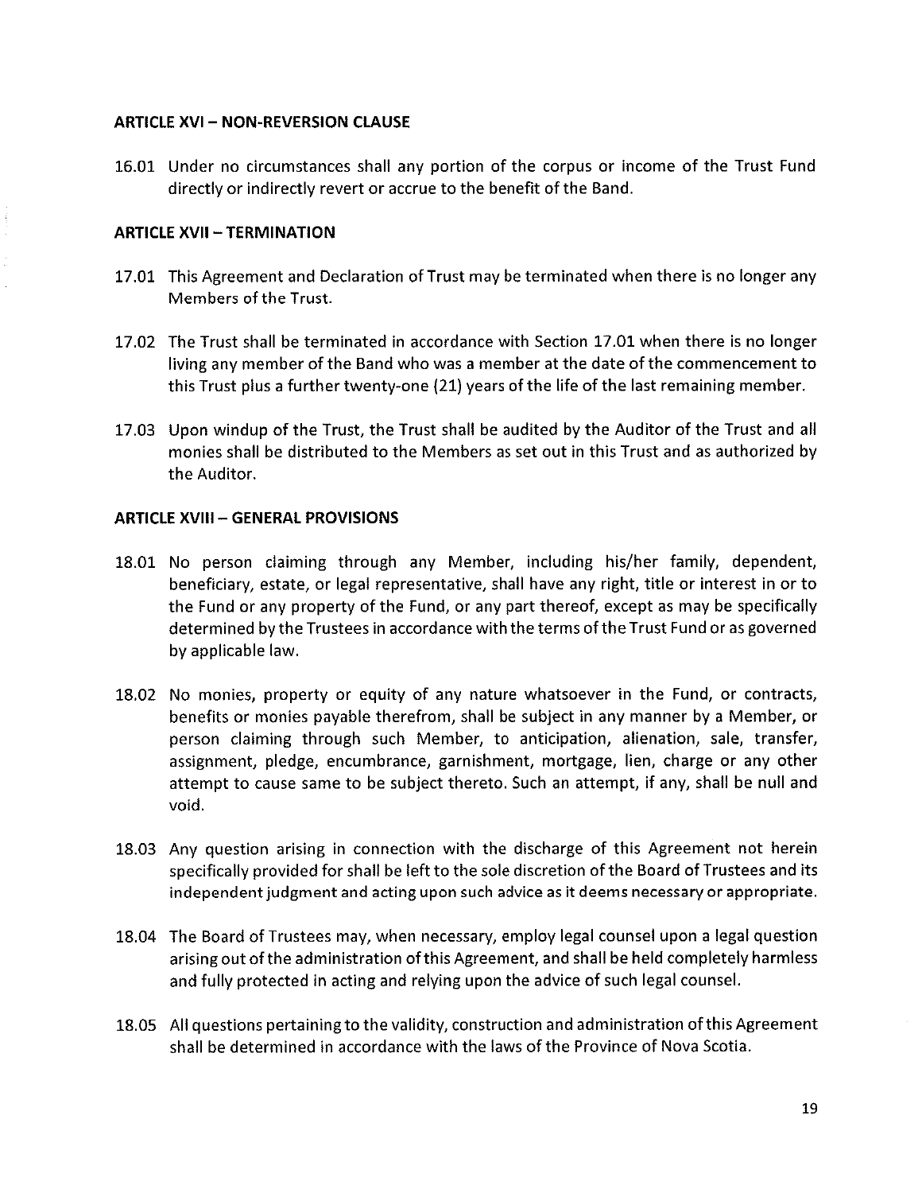### ARTICLE XVI – NON-REVERSION CLAUSE

16.01 Under no circumstances shall any portion of the corpus or income of the Trust Fund directly or indirectly revert or accrue to the benefit of the Band.

### ARTICLE XVII – TERMINATION

17.01 This Agreement and Declaration of Trust may be terminated when there is no longer any Members of the Trust.

17.02 The Trust shall be terminated in accordance with Section 17.01 when there is no longer living any member of the Band who was a member at the date of the commencement to this Trust plus a further twenty-one (21) years of the life of the last remaining member.

17.03 Upon windup of the Trust, the Trust shall be audited by the Auditor of the Trust and all monies shall be distributed to the Members as set out in this Trust and as authorized by the Auditor.

### ARTICLE XVIII – GENERAL PROVISIONS

18.01 No person claiming through any Member, including his/her family, dependent, beneficiary, estate, or legal representative, shall have any right, title or interest in or to the Fund or any property of the Fund, or any part thereof, except as may be specifically determined by the Trustees in accordance with the terms of the Trust Fund or as governed by applicable law.

18.02 No monies, property or equity of any nature whatsoever in the Fund, or contracts, benefits or monies payable therefrom, shall be subject in any manner by a Member, or person claiming through such Member, to anticipation, alienation, sale, transfer, assignment, pledge, encumbrance, garnishment, mortgage, lien, charge or any other attempt to cause same to be subject thereto. Such an attempt, if any, shall be null and void.

18.03 Any question arising in connection with the discharge of this Agreement not herein specifically provided for shall be left to the sole discretion of the Board of Trustees and its independent judgment and acting upon such advice as it deems necessary or appropriate.

18.04 The Board of Trustees may, when necessary, employ legal counsel upon a legal question arising out of the administration of this Agreement, and shall be held completely harmless and fully protected in acting and relying upon the advice of such legal counsel.

18.05 All questions pertaining to the validity, construction and administration of this Agreement shall be determined in accordance with the laws of the Province of Nova Scotia.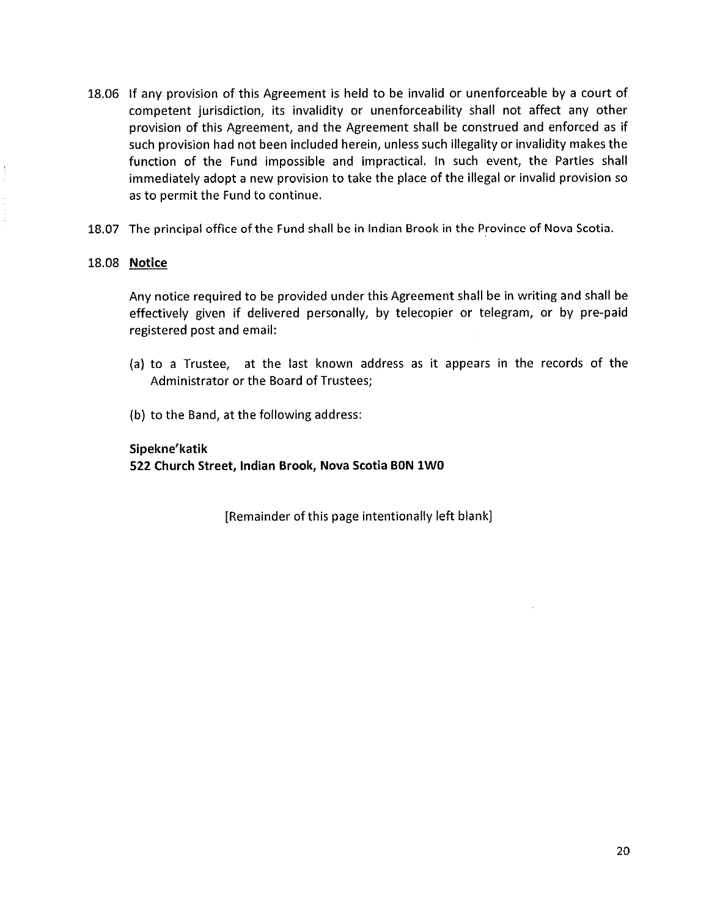18.06 If any provision of this Agreement is held to be invalid or unenforceable by a court of competent jurisdiction, its invalidity or unenforceability shall not affect any other provision of this Agreement, and the Agreement shall be construed and enforced as if such provision had not been included herein, unless such illegality or invalidity makes the function of the Fund impossible and impractical. In such event, the Parties shall immediately adopt a new provision to take the place of the illegal or invalid provision so as to permit the Fund to continue.

18.07 The principal office of the Fund shall be in Indian Brook in the Province of Nova Scotia.

18.08 <u>**Notice**</u>

Any notice required to be provided under this Agreement shall be in writing and shall be effectively given if delivered personally, by telecopier or telegram, or by pre-paid registered post and email:

(a) to a Trustee, at the last known address as it appears in the records of the Administrator or the Board of Trustees;

(b) to the Band, at the following address:

**Sipekne'katik**
**522 Church Street, Indian Brook, Nova Scotia B0N 1W0**

[Remainder of this page intentionally left blank]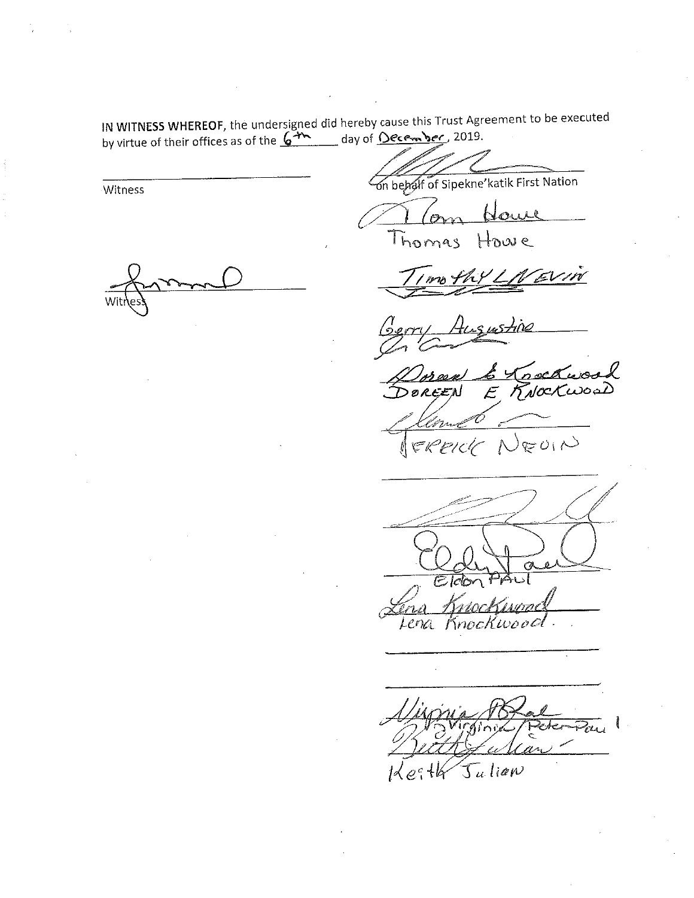**IN WITNESS WHEREOF**, the undersigned did hereby cause this Trust Agreement to be executed by virtue of their offices as of the 6th day of December, 2019.

______________________________
Witness

______________________________
on behalf of Sipekne'katik First Nation

______________________________
Thomas Howe

______________________________
Witness

______________________________
Timothy L Nevin

______________________________
Gerry Augustine

______________________________
Doreen E Knockwood

______________________________
Jerrick Nevin

______________________________

______________________________

______________________________
Eldon Paul

______________________________
Lena Knockwood

______________________________

______________________________

______________________________
Virginia Peter-Paul

______________________________
Keith Julien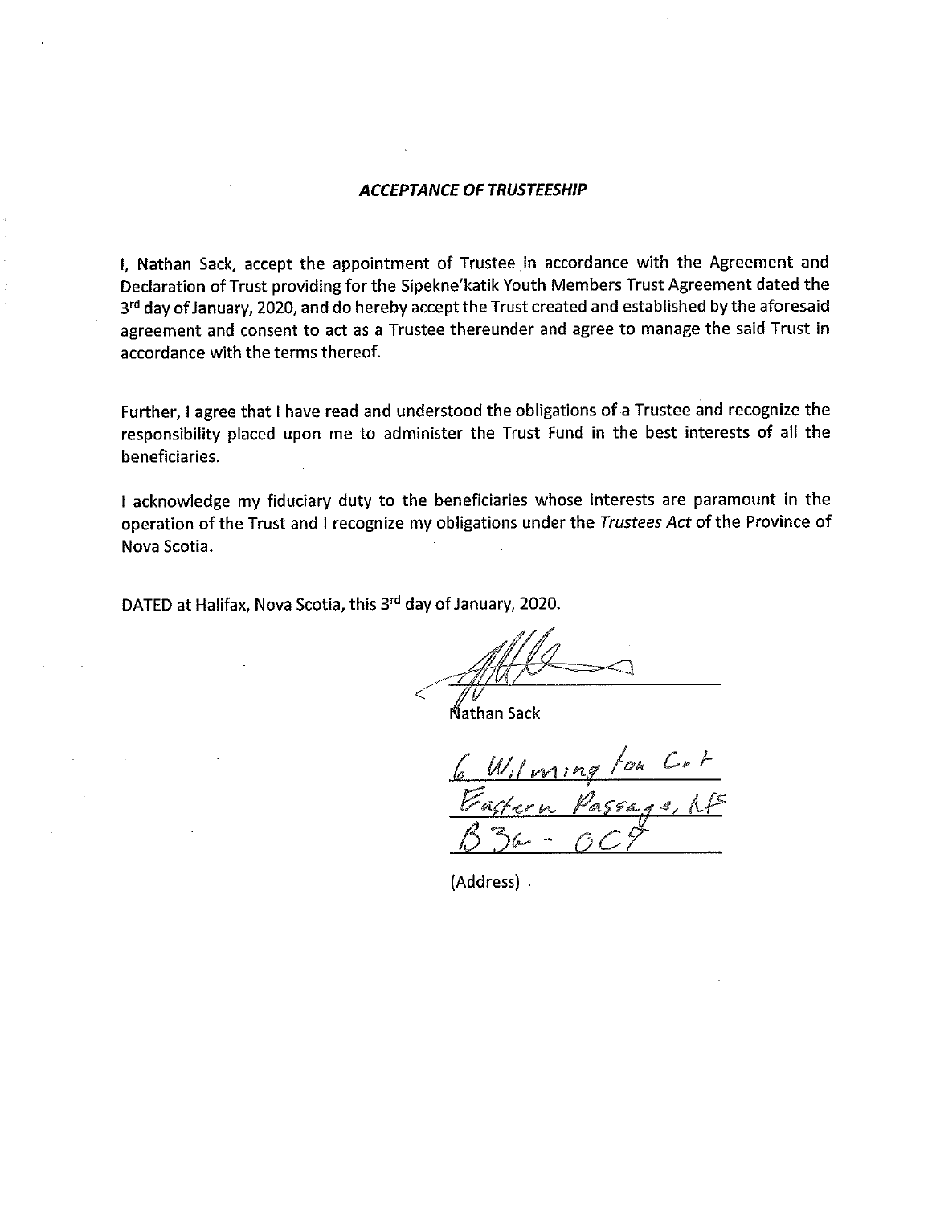***ACCEPTANCE OF TRUSTEESHIP***

I, Nathan Sack, accept the appointment of Trustee in accordance with the Agreement and Declaration of Trust providing for the Sipekne'katik Youth Members Trust Agreement dated the 3rd day of January, 2020, and do hereby accept the Trust created and established by the aforesaid agreement and consent to act as a Trustee thereunder and agree to manage the said Trust in accordance with the terms thereof.

Further, I agree that I have read and understood the obligations of a Trustee and recognize the responsibility placed upon me to administer the Trust Fund in the best interests of all the beneficiaries.

I acknowledge my fiduciary duty to the beneficiaries whose interests are paramount in the operation of the Trust and I recognize my obligations under the *Trustees Act* of the Province of Nova Scotia.

DATED at Halifax, Nova Scotia, this 3rd day of January, 2020.

Nathan Sack

6 Wilmington Crt
Eastern Passage, NS
B3G - 0C7

(Address)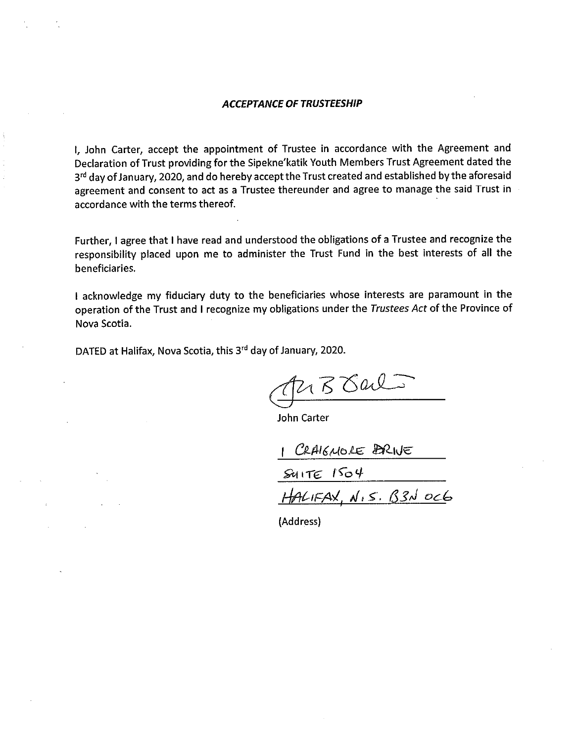***ACCEPTANCE OF TRUSTEESHIP***

I, John Carter, accept the appointment of Trustee in accordance with the Agreement and Declaration of Trust providing for the Sipekne'katik Youth Members Trust Agreement dated the 3rd day of January, 2020, and do hereby accept the Trust created and established by the aforesaid agreement and consent to act as a Trustee thereunder and agree to manage the said Trust in accordance with the terms thereof.

Further, I agree that I have read and understood the obligations of a Trustee and recognize the responsibility placed upon me to administer the Trust Fund in the best interests of all the beneficiaries.

I acknowledge my fiduciary duty to the beneficiaries whose interests are paramount in the operation of the Trust and I recognize my obligations under the *Trustees Act* of the Province of Nova Scotia.

DATED at Halifax, Nova Scotia, this 3rd day of January, 2020.

John Carter

1 CRAIGMORE DRIVE
SUITE 1504
HALIFAX, N.S. B3N 0C6

(Address)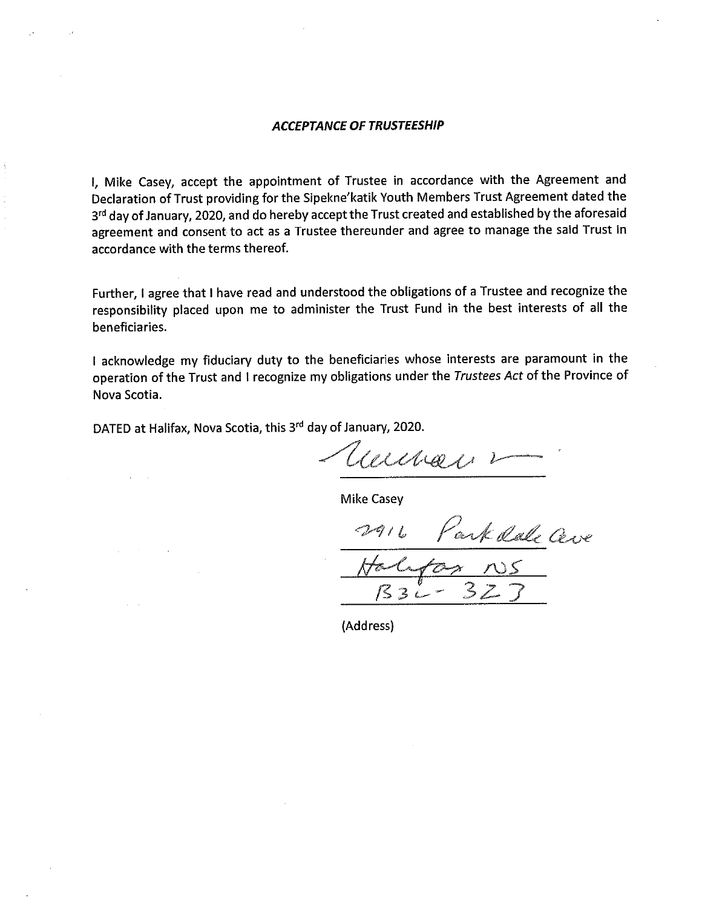***ACCEPTANCE OF TRUSTEESHIP***

I, Mike Casey, accept the appointment of Trustee in accordance with the Agreement and Declaration of Trust providing for the Sipekne'katik Youth Members Trust Agreement dated the 3rd day of January, 2020, and do hereby accept the Trust created and established by the aforesaid agreement and consent to act as a Trustee thereunder and agree to manage the said Trust in accordance with the terms thereof.

Further, I agree that I have read and understood the obligations of a Trustee and recognize the responsibility placed upon me to administer the Trust Fund in the best interests of all the beneficiaries.

I acknowledge my fiduciary duty to the beneficiaries whose interests are paramount in the operation of the Trust and I recognize my obligations under the *Trustees Act* of the Province of Nova Scotia.

DATED at Halifax, Nova Scotia, this 3rd day of January, 2020.

Mike Casey

2916 Parkdale Ave
Halifax NS
B3L-3Z3

(Address)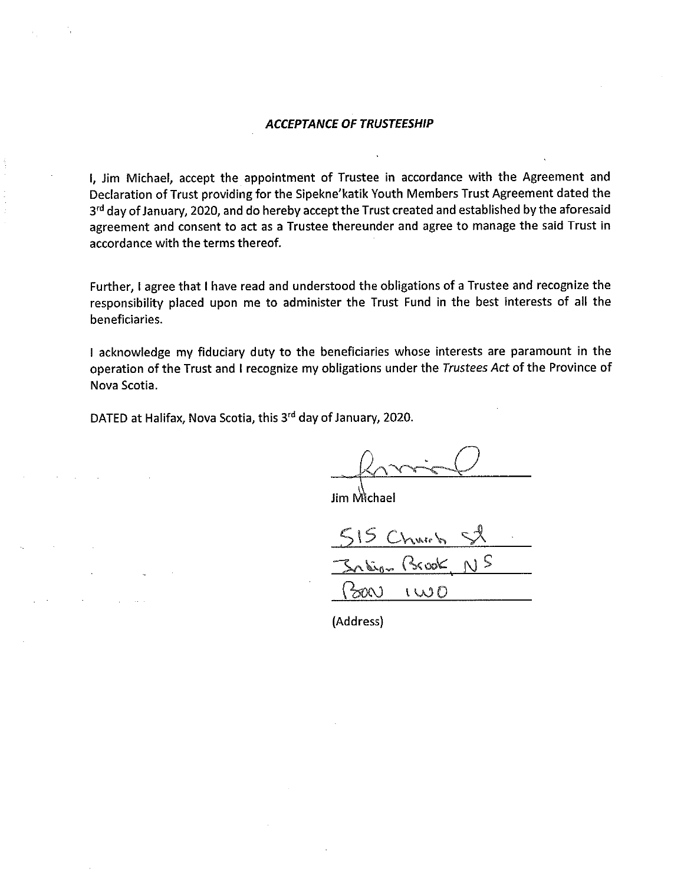## *ACCEPTANCE OF TRUSTEESHIP*

I, Jim Michael, accept the appointment of Trustee in accordance with the Agreement and Declaration of Trust providing for the Sipekne'katik Youth Members Trust Agreement dated the 3rd day of January, 2020, and do hereby accept the Trust created and established by the aforesaid agreement and consent to act as a Trustee thereunder and agree to manage the said Trust in accordance with the terms thereof.

Further, I agree that I have read and understood the obligations of a Trustee and recognize the responsibility placed upon me to administer the Trust Fund in the best interests of all the beneficiaries.

I acknowledge my fiduciary duty to the beneficiaries whose interests are paramount in the operation of the Trust and I recognize my obligations under the *Trustees Act* of the Province of Nova Scotia.

DATED at Halifax, Nova Scotia, this 3rd day of January, 2020.

\_\_\_\_\_\_\_\_\_\_\_\_\_\_\_\_\_\_\_\_\_\_\_\_

Jim Michael

515 Church St

Indian Brook, NS

B0N 1W0

(Address)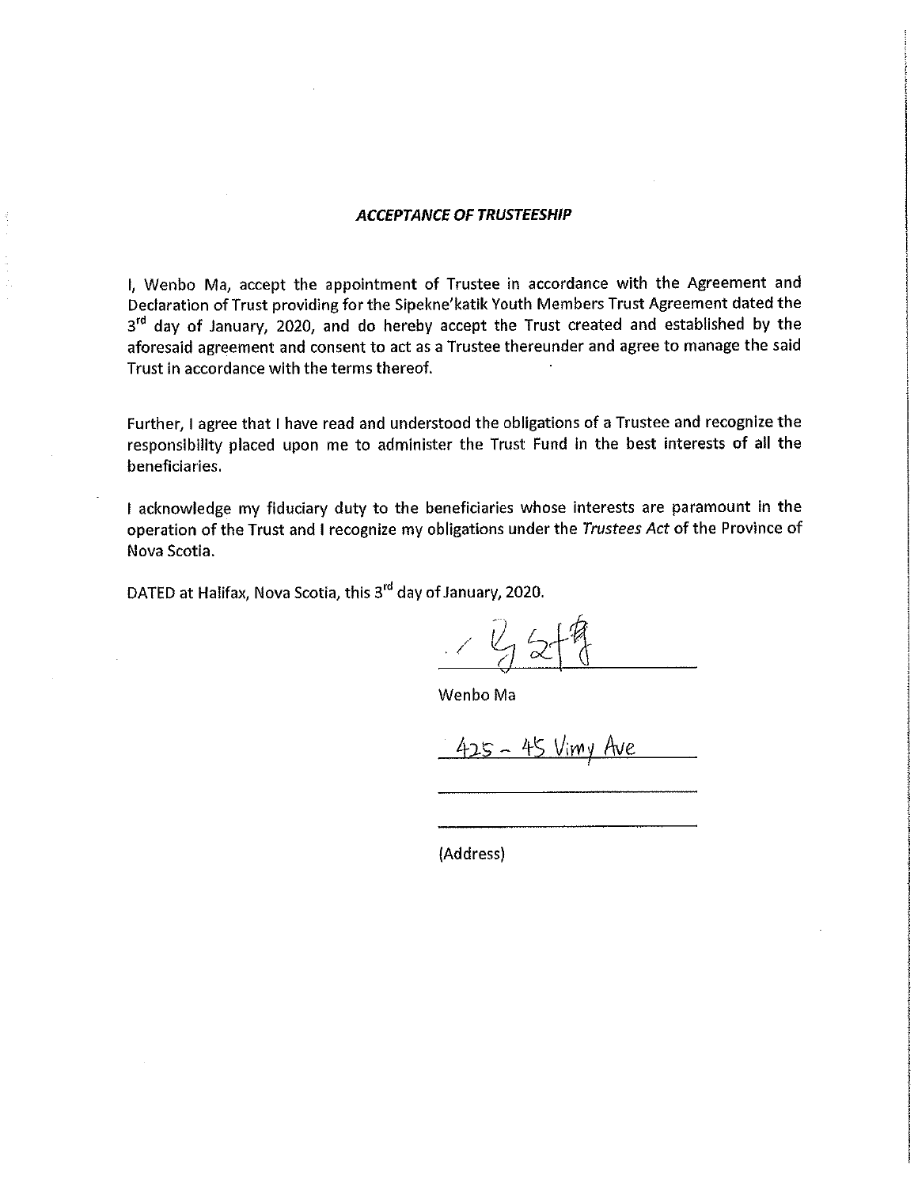***ACCEPTANCE OF TRUSTEESHIP***

I, Wenbo Ma, accept the appointment of Trustee in accordance with the Agreement and Declaration of Trust providing for the Sipekne'katik Youth Members Trust Agreement dated the 3rd day of January, 2020, and do hereby accept the Trust created and established by the aforesaid agreement and consent to act as a Trustee thereunder and agree to manage the said Trust in accordance with the terms thereof.

Further, I agree that I have read and understood the obligations of a Trustee and recognize the responsibility placed upon me to administer the Trust Fund in the best interests of all the beneficiaries.

I acknowledge my fiduciary duty to the beneficiaries whose interests are paramount in the operation of the Trust and I recognize my obligations under the *Trustees Act* of the Province of Nova Scotia.

DATED at Halifax, Nova Scotia, this 3rd day of January, 2020.

_______________________
Wenbo Ma

425 - 45 Vimy Ave
_______________________
_______________________
(Address)